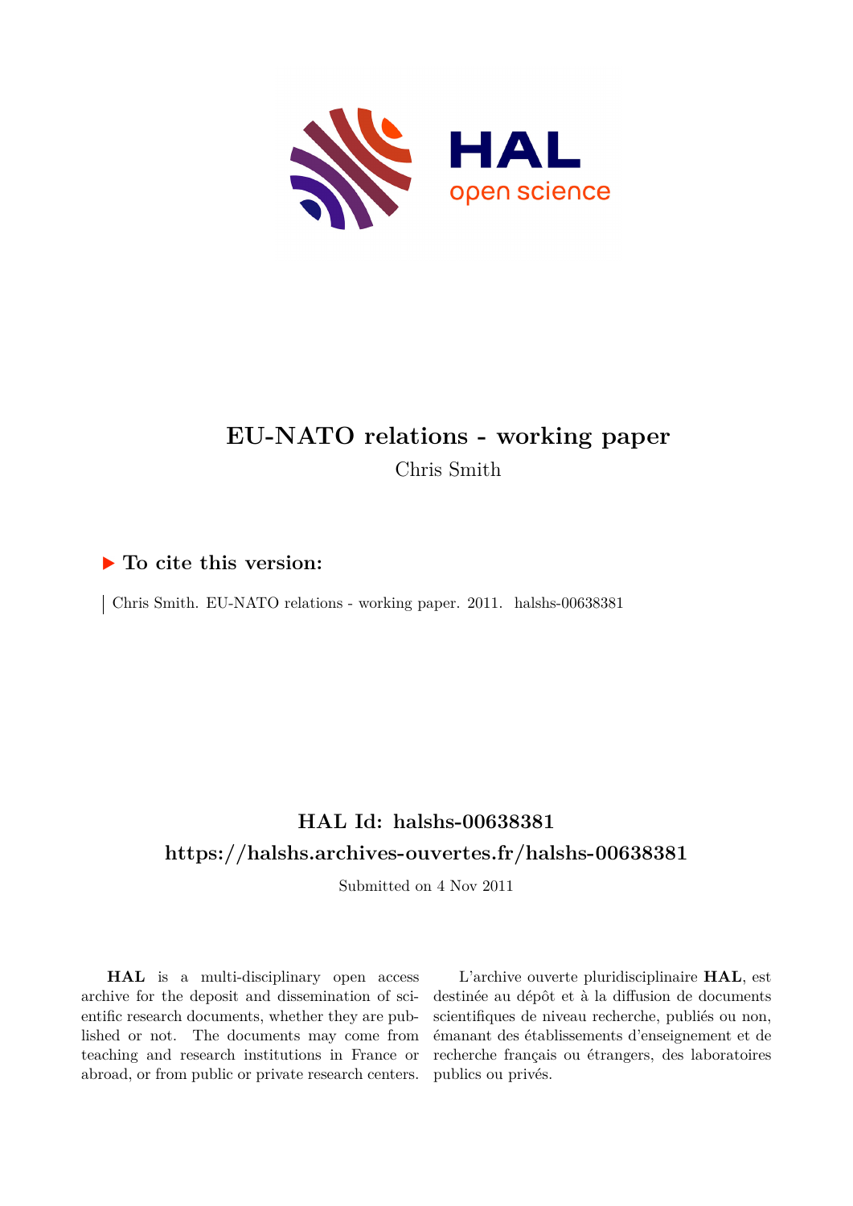# EU-NATO relations - working paper

Chris Smith

## ▶ To cite this version:

Chris Smith. EU-NATO relations - working paper. 2011. halshs-00638381

## HAL Id: halshs-00638381

## https://halshs.archives-ouvertes.fr/halshs-00638381

Submitted on 4 Nov 2011

**HAL** is a multi-disciplinary open access archive for the deposit and dissemination of scientific research documents, whether they are published or not. The documents may come from teaching and research institutions in France or abroad, or from public or private research centers.

L'archive ouverte pluridisciplinaire **HAL**, est destinée au dépôt et à la diffusion de documents scientifiques de niveau recherche, publiés ou non, émanant des établissements d'enseignement et de recherche français ou étrangers, des laboratoires publics ou privés.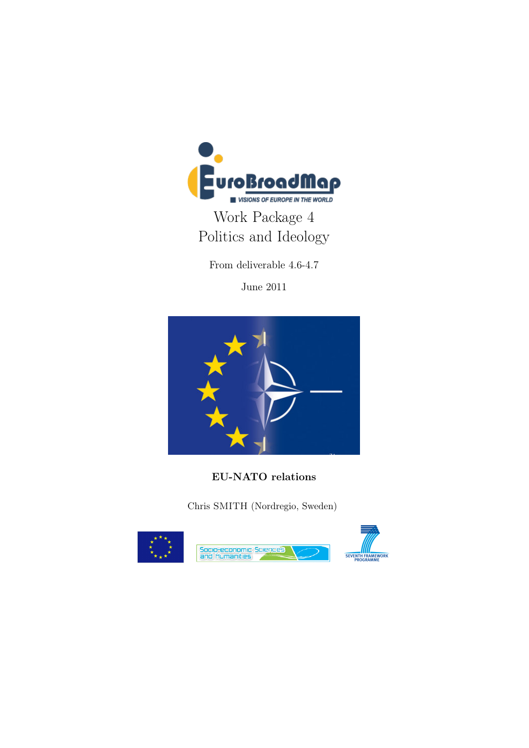EuroBroadMap

VISIONS OF EUROPE IN THE WORLD

# Work Package 4
# Politics and Ideology

From deliverable 4.6-4.7

June 2011

**EU-NATO relations**

Chris SMITH (Nordregio, Sweden)

Socio-economic Sciences and Humanities

SEVENTH FRAMEWORK PROGRAMME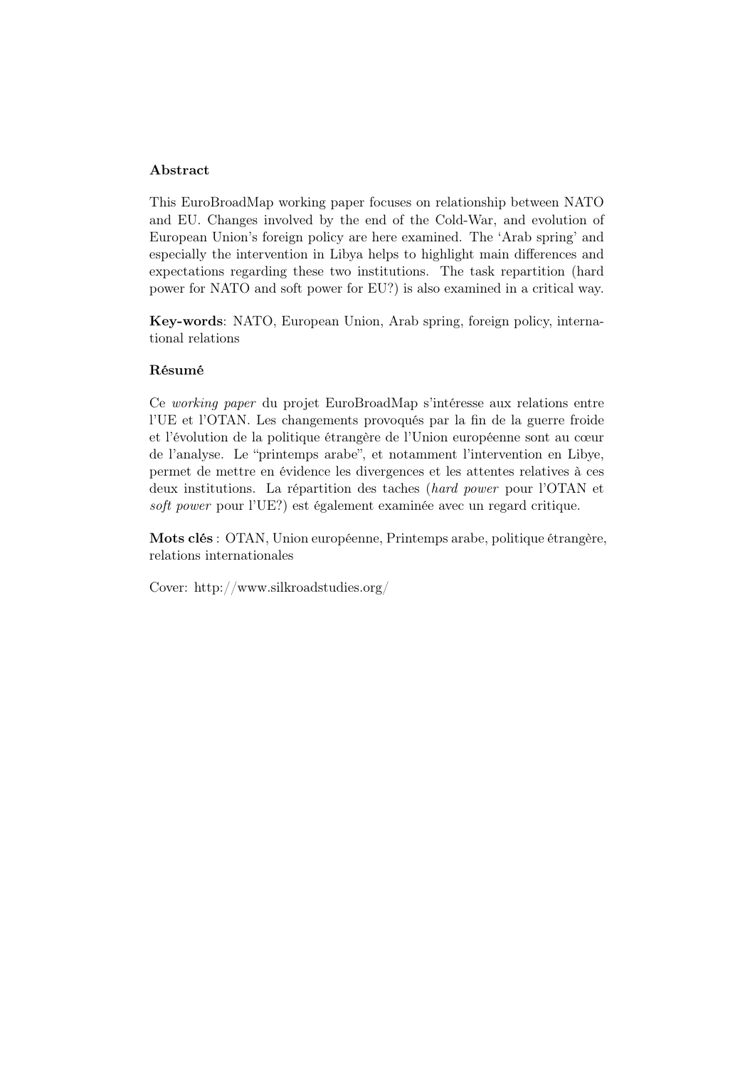**Abstract**

This EuroBroadMap working paper focuses on relationship between NATO and EU. Changes involved by the end of the Cold-War, and evolution of European Union's foreign policy are here examined. The 'Arab spring' and especially the intervention in Libya helps to highlight main differences and expectations regarding these two institutions. The task repartition (hard power for NATO and soft power for EU?) is also examined in a critical way.

**Key-words**: NATO, European Union, Arab spring, foreign policy, international relations

**Résumé**

Ce *working paper* du projet EuroBroadMap s'intéresse aux relations entre l'UE et l'OTAN. Les changements provoqués par la fin de la guerre froide et l'évolution de la politique étrangère de l'Union européenne sont au cœur de l'analyse. Le "printemps arabe", et notamment l'intervention en Libye, permet de mettre en évidence les divergences et les attentes relatives à ces deux institutions. La répartition des taches (*hard power* pour l'OTAN et *soft power* pour l'UE?) est également examinée avec un regard critique.

**Mots clés** : OTAN, Union européenne, Printemps arabe, politique étrangère, relations internationales

Cover: http://www.silkroadstudies.org/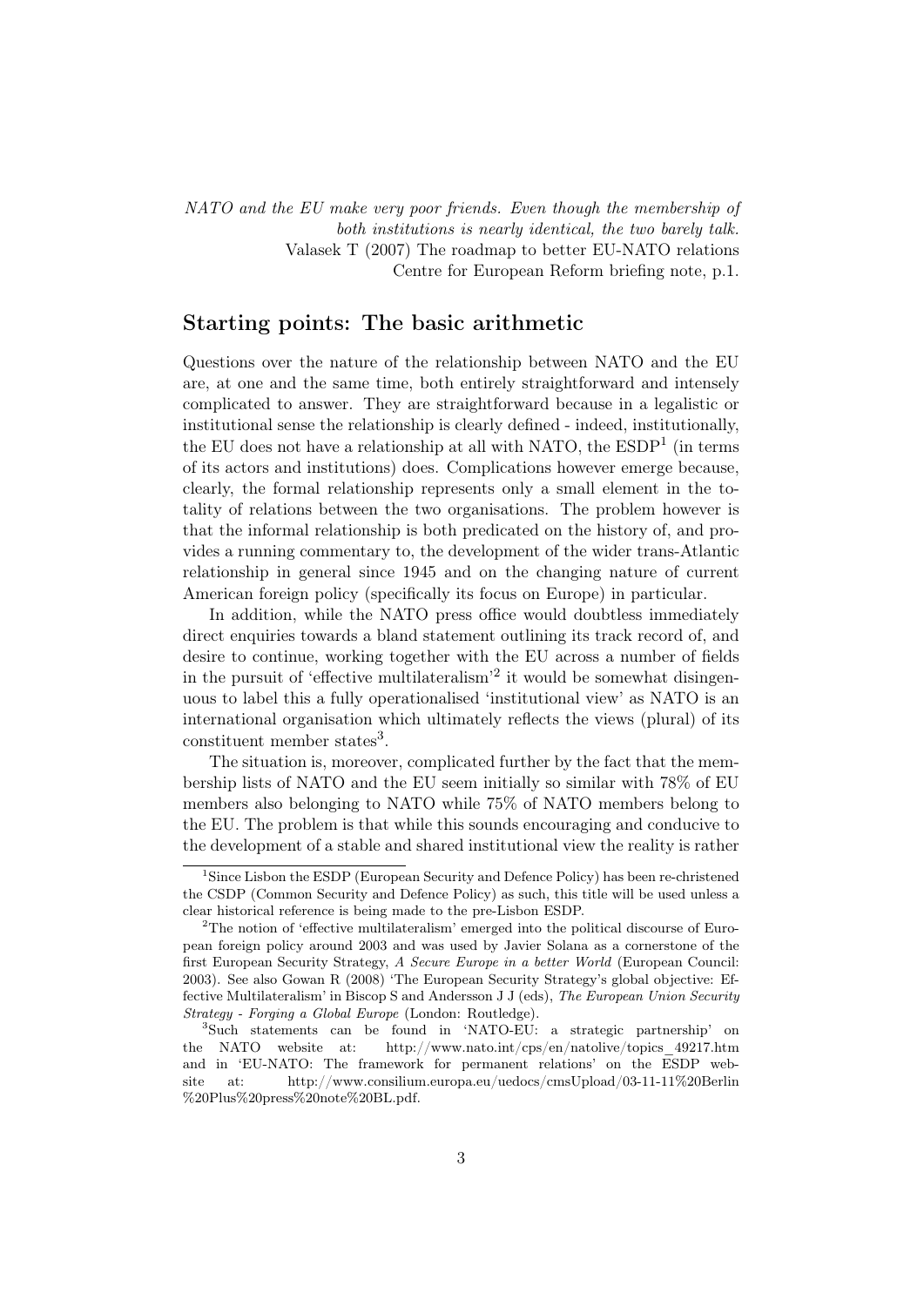*NATO and the EU make very poor friends. Even though the membership of both institutions is nearly identical, the two barely talk.*
Valasek T (2007) The roadmap to better EU-NATO relations
Centre for European Reform briefing note, p.1.

## Starting points: The basic arithmetic

Questions over the nature of the relationship between NATO and the EU are, at one and the same time, both entirely straightforward and intensely complicated to answer. They are straightforward because in a legalistic or institutional sense the relationship is clearly defined - indeed, institutionally, the EU does not have a relationship at all with NATO, the ESDP[1] (in terms of its actors and institutions) does. Complications however emerge because, clearly, the formal relationship represents only a small element in the totality of relations between the two organisations. The problem however is that the informal relationship is both predicated on the history of, and provides a running commentary to, the development of the wider trans-Atlantic relationship in general since 1945 and on the changing nature of current American foreign policy (specifically its focus on Europe) in particular.

In addition, while the NATO press office would doubtless immediately direct enquiries towards a bland statement outlining its track record of, and desire to continue, working together with the EU across a number of fields in the pursuit of 'effective multilateralism'[2] it would be somewhat disingenuous to label this a fully operationalised 'institutional view' as NATO is an international organisation which ultimately reflects the views (plural) of its constituent member states[3].

The situation is, moreover, complicated further by the fact that the membership lists of NATO and the EU seem initially so similar with 78% of EU members also belonging to NATO while 75% of NATO members belong to the EU. The problem is that while this sounds encouraging and conducive to the development of a stable and shared institutional view the reality is rather

---

[1] Since Lisbon the ESDP (European Security and Defence Policy) has been re-christened the CSDP (Common Security and Defence Policy) as such, this title will be used unless a clear historical reference is being made to the pre-Lisbon ESDP.

[2] The notion of 'effective multilateralism' emerged into the political discourse of European foreign policy around 2003 and was used by Javier Solana as a cornerstone of the first European Security Strategy, *A Secure Europe in a better World* (European Council: 2003). See also Gowan R (2008) 'The European Security Strategy's global objective: Effective Multilateralism' in Biscop S and Andersson J J (eds), *The European Union Security Strategy - Forging a Global Europe* (London: Routledge).

[3] Such statements can be found in 'NATO-EU: a strategic partnership' on the NATO website at: http://www.nato.int/cps/en/natolive/topics_49217.htm and in 'EU-NATO: The framework for permanent relations' on the ESDP website at: http://www.consilium.europa.eu/uedocs/cmsUpload/03-11-11%20Berlin%20Plus%20press%20note%20BL.pdf.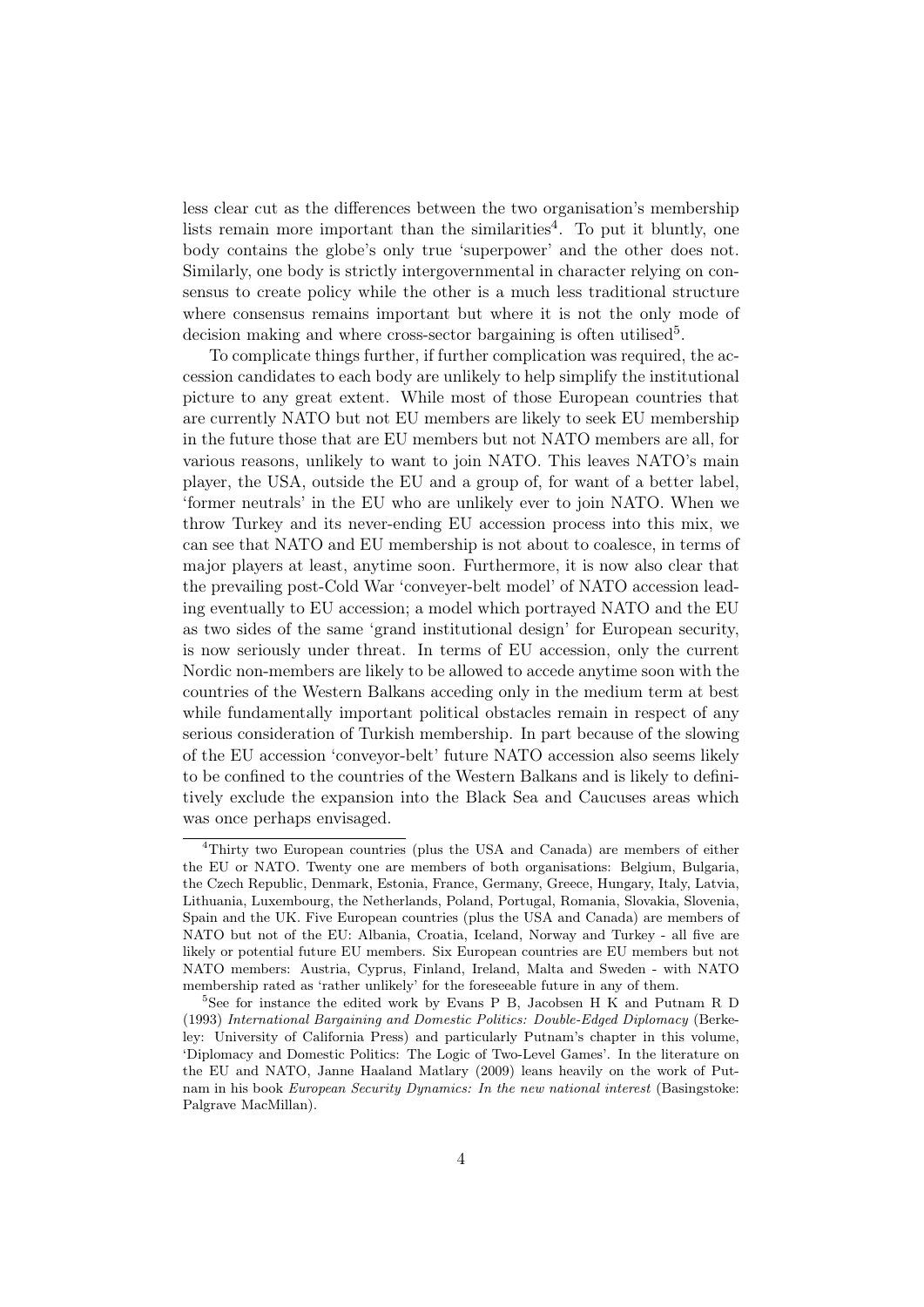less clear cut as the differences between the two organisation's membership lists remain more important than the similarities[4]. To put it bluntly, one body contains the globe's only true 'superpower' and the other does not. Similarly, one body is strictly intergovernmental in character relying on consensus to create policy while the other is a much less traditional structure where consensus remains important but where it is not the only mode of decision making and where cross-sector bargaining is often utilised[5].

To complicate things further, if further complication was required, the accession candidates to each body are unlikely to help simplify the institutional picture to any great extent. While most of those European countries that are currently NATO but not EU members are likely to seek EU membership in the future those that are EU members but not NATO members are all, for various reasons, unlikely to want to join NATO. This leaves NATO's main player, the USA, outside the EU and a group of, for want of a better label, 'former neutrals' in the EU who are unlikely ever to join NATO. When we throw Turkey and its never-ending EU accession process into this mix, we can see that NATO and EU membership is not about to coalesce, in terms of major players at least, anytime soon. Furthermore, it is now also clear that the prevailing post-Cold War 'conveyer-belt model' of NATO accession leading eventually to EU accession; a model which portrayed NATO and the EU as two sides of the same 'grand institutional design' for European security, is now seriously under threat. In terms of EU accession, only the current Nordic non-members are likely to be allowed to accede anytime soon with the countries of the Western Balkans acceding only in the medium term at best while fundamentally important political obstacles remain in respect of any serious consideration of Turkish membership. In part because of the slowing of the EU accession 'conveyor-belt' future NATO accession also seems likely to be confined to the countries of the Western Balkans and is likely to definitively exclude the expansion into the Black Sea and Caucuses areas which was once perhaps envisaged.

[4] Thirty two European countries (plus the USA and Canada) are members of either the EU or NATO. Twenty one are members of both organisations: Belgium, Bulgaria, the Czech Republic, Denmark, Estonia, France, Germany, Greece, Hungary, Italy, Latvia, Lithuania, Luxembourg, the Netherlands, Poland, Portugal, Romania, Slovakia, Slovenia, Spain and the UK. Five European countries (plus the USA and Canada) are members of NATO but not of the EU: Albania, Croatia, Iceland, Norway and Turkey - all five are likely or potential future EU members. Six European countries are EU members but not NATO members: Austria, Cyprus, Finland, Ireland, Malta and Sweden - with NATO membership rated as 'rather unlikely' for the foreseeable future in any of them.

[5] See for instance the edited work by Evans P B, Jacobsen H K and Putnam R D (1993) *International Bargaining and Domestic Politics: Double-Edged Diplomacy* (Berkeley: University of California Press) and particularly Putnam's chapter in this volume, 'Diplomacy and Domestic Politics: The Logic of Two-Level Games'. In the literature on the EU and NATO, Janne Haaland Matlary (2009) leans heavily on the work of Putnam in his book *European Security Dynamics: In the new national interest* (Basingstoke: Palgrave MacMillan).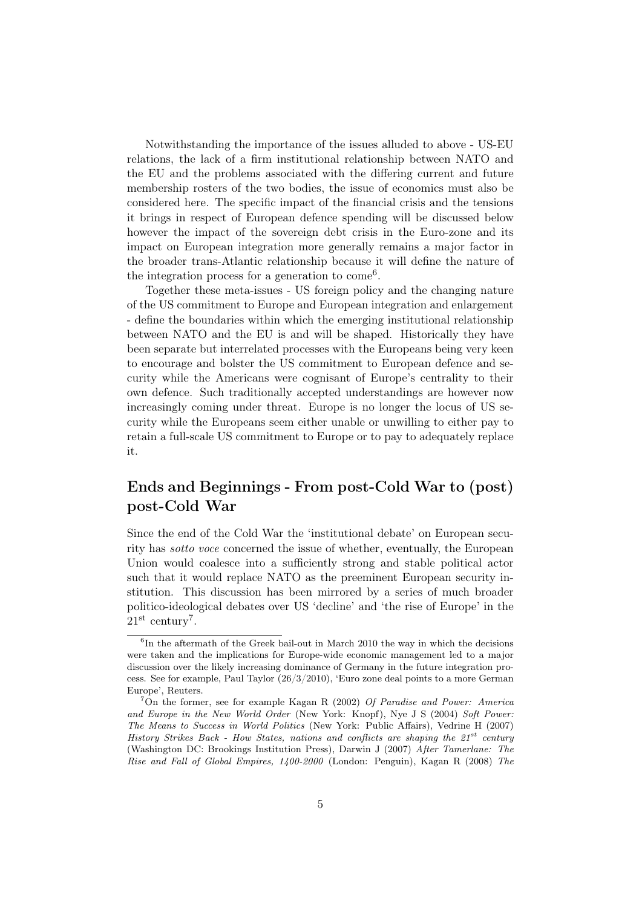Notwithstanding the importance of the issues alluded to above - US-EU relations, the lack of a firm institutional relationship between NATO and the EU and the problems associated with the differing current and future membership rosters of the two bodies, the issue of economics must also be considered here. The specific impact of the financial crisis and the tensions it brings in respect of European defence spending will be discussed below however the impact of the sovereign debt crisis in the Euro-zone and its impact on European integration more generally remains a major factor in the broader trans-Atlantic relationship because it will define the nature of the integration process for a generation to come[6].

Together these meta-issues - US foreign policy and the changing nature of the US commitment to Europe and European integration and enlargement - define the boundaries within which the emerging institutional relationship between NATO and the EU is and will be shaped. Historically they have been separate but interrelated processes with the Europeans being very keen to encourage and bolster the US commitment to European defence and security while the Americans were cognisant of Europe's centrality to their own defence. Such traditionally accepted understandings are however now increasingly coming under threat. Europe is no longer the locus of US security while the Europeans seem either unable or unwilling to either pay to retain a full-scale US commitment to Europe or to pay to adequately replace it.

## Ends and Beginnings - From post-Cold War to (post) post-Cold War

Since the end of the Cold War the 'institutional debate' on European security has *sotto voce* concerned the issue of whether, eventually, the European Union would coalesce into a sufficiently strong and stable political actor such that it would replace NATO as the preeminent European security institution. This discussion has been mirrored by a series of much broader politico-ideological debates over US 'decline' and 'the rise of Europe' in the 21st century[7].

---

[6] In the aftermath of the Greek bail-out in March 2010 the way in which the decisions were taken and the implications for Europe-wide economic management led to a major discussion over the likely increasing dominance of Germany in the future integration process. See for example, Paul Taylor (26/3/2010), 'Euro zone deal points to a more German Europe', Reuters.

[7] On the former, see for example Kagan R (2002) *Of Paradise and Power: America and Europe in the New World Order* (New York: Knopf), Nye J S (2004) *Soft Power: The Means to Success in World Politics* (New York: Public Affairs), Vedrine H (2007) *History Strikes Back - How States, nations and conflicts are shaping the 21st century* (Washington DC: Brookings Institution Press), Darwin J (2007) *After Tamerlane: The Rise and Fall of Global Empires, 1400-2000* (London: Penguin), Kagan R (2008) *The*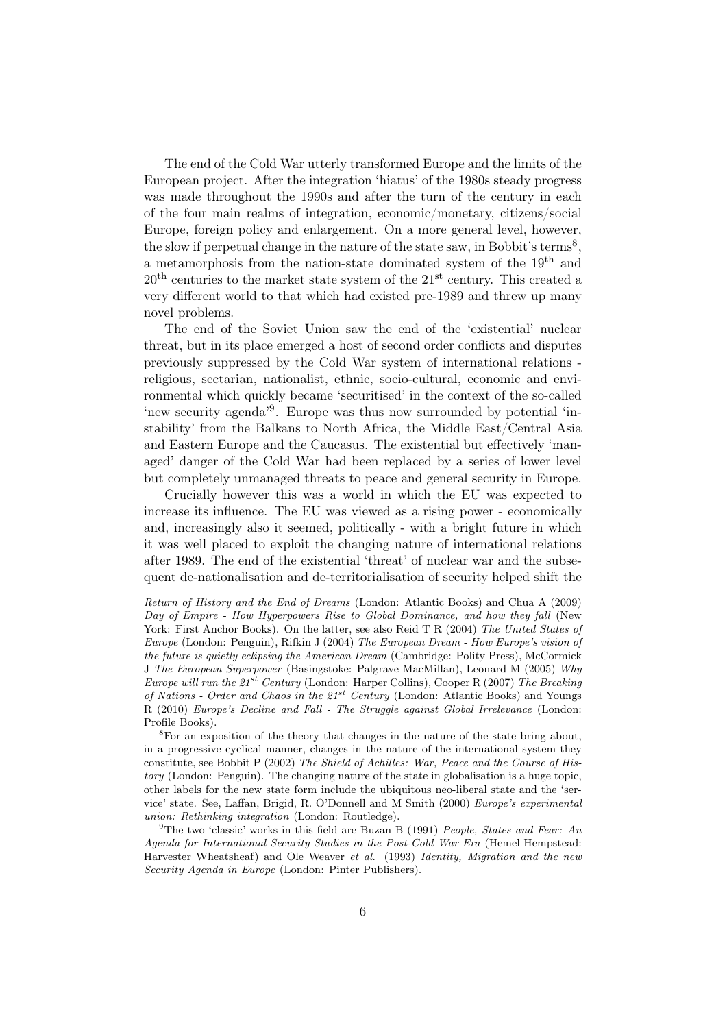The end of the Cold War utterly transformed Europe and the limits of the European project. After the integration 'hiatus' of the 1980s steady progress was made throughout the 1990s and after the turn of the century in each of the four main realms of integration, economic/monetary, citizens/social Europe, foreign policy and enlargement. On a more general level, however, the slow if perpetual change in the nature of the state saw, in Bobbit's terms[8], a metamorphosis from the nation-state dominated system of the 19th and 20th centuries to the market state system of the 21st century. This created a very different world to that which had existed pre-1989 and threw up many novel problems.

The end of the Soviet Union saw the end of the 'existential' nuclear threat, but in its place emerged a host of second order conflicts and disputes previously suppressed by the Cold War system of international relations - religious, sectarian, nationalist, ethnic, socio-cultural, economic and environmental which quickly became 'securitised' in the context of the so-called 'new security agenda'[9]. Europe was thus now surrounded by potential 'instability' from the Balkans to North Africa, the Middle East/Central Asia and Eastern Europe and the Caucasus. The existential but effectively 'managed' danger of the Cold War had been replaced by a series of lower level but completely unmanaged threats to peace and general security in Europe.

Crucially however this was a world in which the EU was expected to increase its influence. The EU was viewed as a rising power - economically and, increasingly also it seemed, politically - with a bright future in which it was well placed to exploit the changing nature of international relations after 1989. The end of the existential 'threat' of nuclear war and the subsequent de-nationalisation and de-territorialisation of security helped shift the

---

*Return of History and the End of Dreams* (London: Atlantic Books) and Chua A (2009) *Day of Empire - How Hyperpowers Rise to Global Dominance, and how they fall* (New York: First Anchor Books). On the latter, see also Reid T R (2004) *The United States of Europe* (London: Penguin), Rifkin J (2004) *The European Dream - How Europe's vision of the future is quietly eclipsing the American Dream* (Cambridge: Polity Press), McCormick J *The European Superpower* (Basingstoke: Palgrave MacMillan), Leonard M (2005) *Why Europe will run the 21st Century* (London: Harper Collins), Cooper R (2007) *The Breaking of Nations - Order and Chaos in the 21st Century* (London: Atlantic Books) and Youngs R (2010) *Europe's Decline and Fall - The Struggle against Global Irrelevance* (London: Profile Books).

[8] For an exposition of the theory that changes in the nature of the state bring about, in a progressive cyclical manner, changes in the nature of the international system they constitute, see Bobbit P (2002) *The Shield of Achilles: War, Peace and the Course of History* (London: Penguin). The changing nature of the state in globalisation is a huge topic, other labels for the new state form include the ubiquitous neo-liberal state and the 'service' state. See, Laffan, Brigid, R. O'Donnell and M Smith (2000) *Europe's experimental union: Rethinking integration* (London: Routledge).

[9] The two 'classic' works in this field are Buzan B (1991) *People, States and Fear: An Agenda for International Security Studies in the Post-Cold War Era* (Hemel Hempstead: Harvester Wheatsheaf) and Ole Weaver *et al.* (1993) *Identity, Migration and the new Security Agenda in Europe* (London: Pinter Publishers).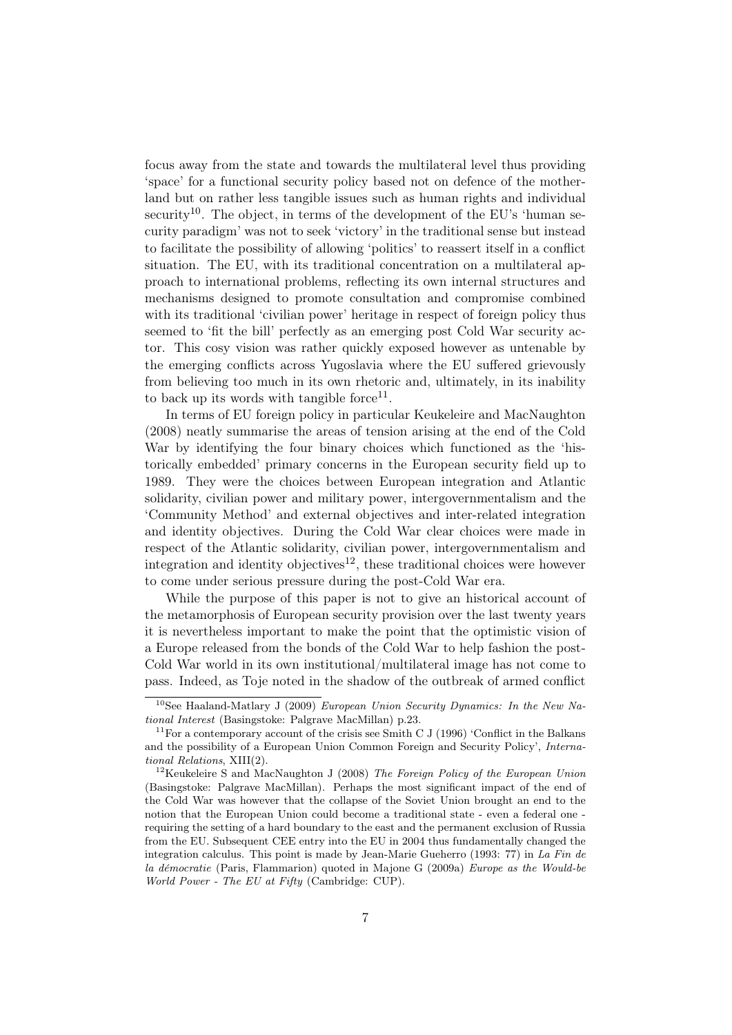focus away from the state and towards the multilateral level thus providing 'space' for a functional security policy based not on defence of the motherland but on rather less tangible issues such as human rights and individual security[10]. The object, in terms of the development of the EU's 'human security paradigm' was not to seek 'victory' in the traditional sense but instead to facilitate the possibility of allowing 'politics' to reassert itself in a conflict situation. The EU, with its traditional concentration on a multilateral approach to international problems, reflecting its own internal structures and mechanisms designed to promote consultation and compromise combined with its traditional 'civilian power' heritage in respect of foreign policy thus seemed to 'fit the bill' perfectly as an emerging post Cold War security actor. This cosy vision was rather quickly exposed however as untenable by the emerging conflicts across Yugoslavia where the EU suffered grievously from believing too much in its own rhetoric and, ultimately, in its inability to back up its words with tangible force[11].

In terms of EU foreign policy in particular Keukeleire and MacNaughton (2008) neatly summarise the areas of tension arising at the end of the Cold War by identifying the four binary choices which functioned as the 'historically embedded' primary concerns in the European security field up to 1989. They were the choices between European integration and Atlantic solidarity, civilian power and military power, intergovernmentalism and the 'Community Method' and external objectives and inter-related integration and identity objectives. During the Cold War clear choices were made in respect of the Atlantic solidarity, civilian power, intergovernmentalism and integration and identity objectives[12], these traditional choices were however to come under serious pressure during the post-Cold War era.

While the purpose of this paper is not to give an historical account of the metamorphosis of European security provision over the last twenty years it is nevertheless important to make the point that the optimistic vision of a Europe released from the bonds of the Cold War to help fashion the post-Cold War world in its own institutional/multilateral image has not come to pass. Indeed, as Toje noted in the shadow of the outbreak of armed conflict

---

[10] See Haaland-Matlary J (2009) *European Union Security Dynamics: In the New National Interest* (Basingstoke: Palgrave MacMillan) p.23.

[11] For a contemporary account of the crisis see Smith C J (1996) 'Conflict in the Balkans and the possibility of a European Union Common Foreign and Security Policy', *International Relations*, XIII(2).

[12] Keukeleire S and MacNaughton J (2008) *The Foreign Policy of the European Union* (Basingstoke: Palgrave MacMillan). Perhaps the most significant impact of the end of the Cold War was however that the collapse of the Soviet Union brought an end to the notion that the European Union could become a traditional state - even a federal one - requiring the setting of a hard boundary to the east and the permanent exclusion of Russia from the EU. Subsequent CEE entry into the EU in 2004 thus fundamentally changed the integration calculus. This point is made by Jean-Marie Gueherro (1993: 77) in *La Fin de la démocratie* (Paris, Flammarion) quoted in Majone G (2009a) *Europe as the Would-be World Power - The EU at Fifty* (Cambridge: CUP).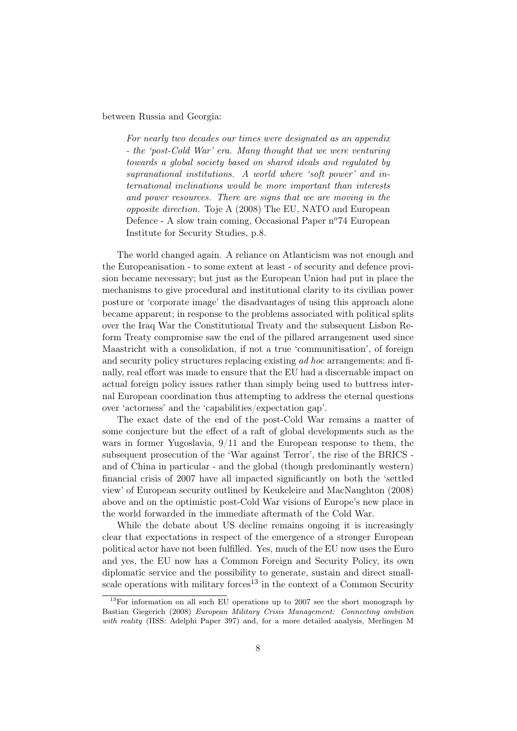between Russia and Georgia:

> *For nearly two decades our times were designated as an appendix - the 'post-Cold War' era. Many thought that we were venturing towards a global society based on shared ideals and regulated by supranational institutions. A world where 'soft power' and international inclinations would be more important than interests and power resources. There are signs that we are moving in the opposite direction.* Toje A (2008) The EU, NATO and European Defence - A slow train coming, Occasional Paper nº74 European Institute for Security Studies, p.8.

The world changed again. A reliance on Atlanticism was not enough and the Europeanisation - to some extent at least - of security and defence provision became necessary; but just as the European Union had put in place the mechanisms to give procedural and institutional clarity to its civilian power posture or 'corporate image' the disadvantages of using this approach alone became apparent; in response to the problems associated with political splits over the Iraq War the Constitutional Treaty and the subsequent Lisbon Reform Treaty compromise saw the end of the pillared arrangement used since Maastricht with a consolidation, if not a true 'communitisation', of foreign and security policy structures replacing existing *ad hoc* arrangements; and finally, real effort was made to ensure that the EU had a discernable impact on actual foreign policy issues rather than simply being used to buttress internal European coordination thus attempting to address the eternal questions over 'actorness' and the 'capabilities/expectation gap'.

The exact date of the end of the post-Cold War remains a matter of some conjecture but the effect of a raft of global developments such as the wars in former Yugoslavia, 9/11 and the European response to them, the subsequent prosecution of the 'War against Terror', the rise of the BRICS - and of China in particular - and the global (though predominantly western) financial crisis of 2007 have all impacted significantly on both the 'settled view' of European security outlined by Keukeleire and MacNaughton (2008) above and on the optimistic post-Cold War visions of Europe's new place in the world forwarded in the immediate aftermath of the Cold War.

While the debate about US decline remains ongoing it is increasingly clear that expectations in respect of the emergence of a stronger European political actor have not been fulfilled. Yes, much of the EU now uses the Euro and yes, the EU now has a Common Foreign and Security Policy, its own diplomatic service and the possibility to generate, sustain and direct small-scale operations with military forces[13] in the context of a Common Security

[13] For information on all such EU operations up to 2007 see the short monograph by Bastian Giegerich (2008) *European Military Crisis Management: Connecting ambition with reality* (IISS: Adelphi Paper 397) and, for a more detailed analysis, Merlingen M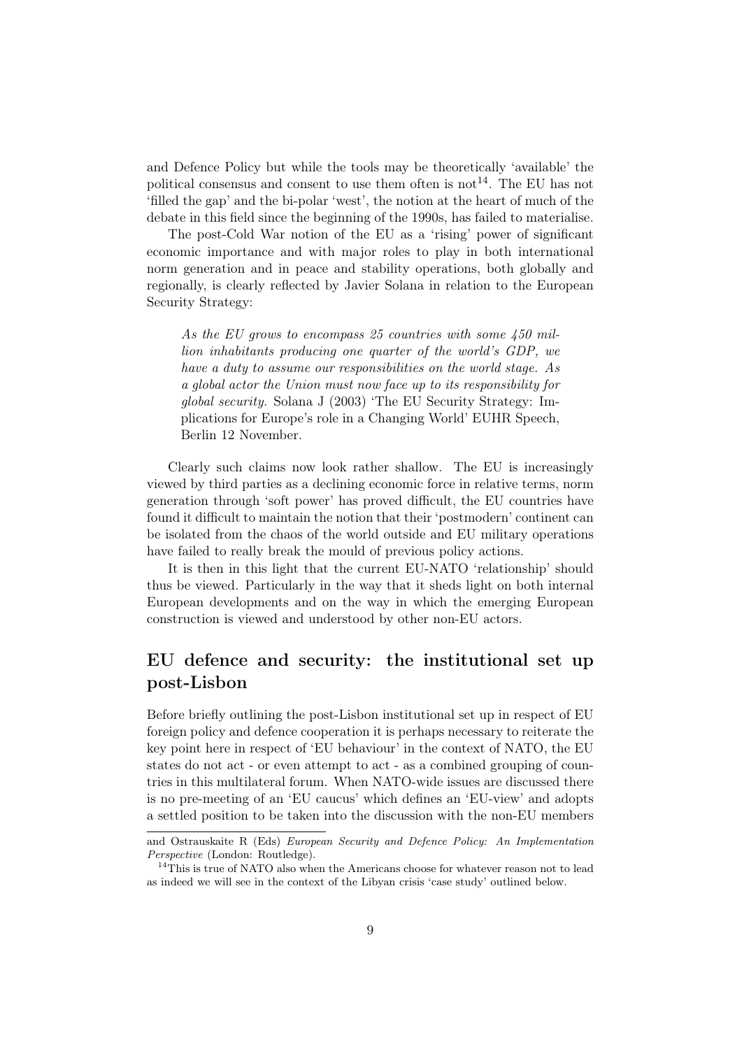and Defence Policy but while the tools may be theoretically 'available' the political consensus and consent to use them often is not[14]. The EU has not 'filled the gap' and the bi-polar 'west', the notion at the heart of much of the debate in this field since the beginning of the 1990s, has failed to materialise.

The post-Cold War notion of the EU as a 'rising' power of significant economic importance and with major roles to play in both international norm generation and in peace and stability operations, both globally and regionally, is clearly reflected by Javier Solana in relation to the European Security Strategy:

> *As the EU grows to encompass 25 countries with some 450 million inhabitants producing one quarter of the world's GDP, we have a duty to assume our responsibilities on the world stage. As a global actor the Union must now face up to its responsibility for global security.* Solana J (2003) 'The EU Security Strategy: Implications for Europe's role in a Changing World' EUHR Speech, Berlin 12 November.

Clearly such claims now look rather shallow. The EU is increasingly viewed by third parties as a declining economic force in relative terms, norm generation through 'soft power' has proved difficult, the EU countries have found it difficult to maintain the notion that their 'postmodern' continent can be isolated from the chaos of the world outside and EU military operations have failed to really break the mould of previous policy actions.

It is then in this light that the current EU-NATO 'relationship' should thus be viewed. Particularly in the way that it sheds light on both internal European developments and on the way in which the emerging European construction is viewed and understood by other non-EU actors.

## EU defence and security: the institutional set up post-Lisbon

Before briefly outlining the post-Lisbon institutional set up in respect of EU foreign policy and defence cooperation it is perhaps necessary to reiterate the key point here in respect of 'EU behaviour' in the context of NATO, the EU states do not act - or even attempt to act - as a combined grouping of countries in this multilateral forum. When NATO-wide issues are discussed there is no pre-meeting of an 'EU caucus' which defines an 'EU-view' and adopts a settled position to be taken into the discussion with the non-EU members

---

and Ostrauskaite R (Eds) *European Security and Defence Policy: An Implementation Perspective* (London: Routledge).

[14] This is true of NATO also when the Americans choose for whatever reason not to lead as indeed we will see in the context of the Libyan crisis 'case study' outlined below.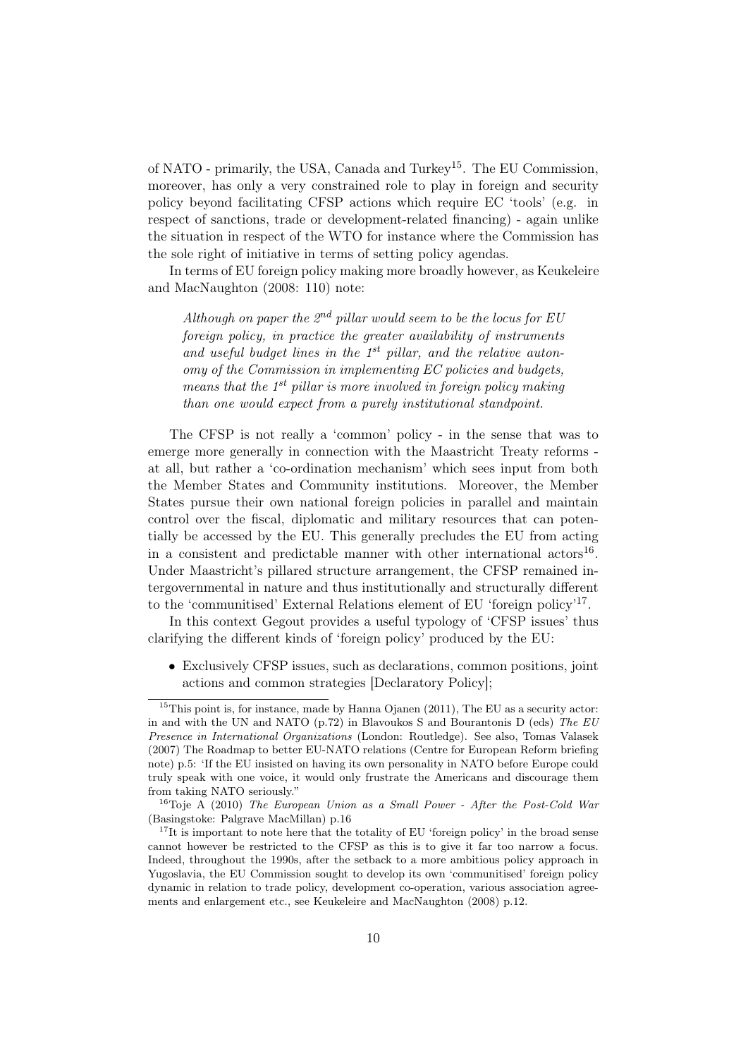of NATO - primarily, the USA, Canada and Turkey[15]. The EU Commission, moreover, has only a very constrained role to play in foreign and security policy beyond facilitating CFSP actions which require EC 'tools' (e.g. in respect of sanctions, trade or development-related financing) - again unlike the situation in respect of the WTO for instance where the Commission has the sole right of initiative in terms of setting policy agendas.

In terms of EU foreign policy making more broadly however, as Keukeleire and MacNaughton (2008: 110) note:

> *Although on paper the 2nd pillar would seem to be the locus for EU foreign policy, in practice the greater availability of instruments and useful budget lines in the 1st pillar, and the relative autonomy of the Commission in implementing EC policies and budgets, means that the 1st pillar is more involved in foreign policy making than one would expect from a purely institutional standpoint.*

The CFSP is not really a 'common' policy - in the sense that was to emerge more generally in connection with the Maastricht Treaty reforms - at all, but rather a 'co-ordination mechanism' which sees input from both the Member States and Community institutions. Moreover, the Member States pursue their own national foreign policies in parallel and maintain control over the fiscal, diplomatic and military resources that can potentially be accessed by the EU. This generally precludes the EU from acting in a consistent and predictable manner with other international actors[16]. Under Maastricht's pillared structure arrangement, the CFSP remained intergovernmental in nature and thus institutionally and structurally different to the 'communitised' External Relations element of EU 'foreign policy'[17].

In this context Gegout provides a useful typology of 'CFSP issues' thus clarifying the different kinds of 'foreign policy' produced by the EU:

- Exclusively CFSP issues, such as declarations, common positions, joint actions and common strategies [Declaratory Policy];

---

[15] This point is, for instance, made by Hanna Ojanen (2011), The EU as a security actor: in and with the UN and NATO (p.72) in Blavoukos S and Bourantonis D (eds) *The EU Presence in International Organizations* (London: Routledge). See also, Tomas Valasek (2007) The Roadmap to better EU-NATO relations (Centre for European Reform briefing note) p.5: 'If the EU insisted on having its own personality in NATO before Europe could truly speak with one voice, it would only frustrate the Americans and discourage them from taking NATO seriously."

[16] Toje A (2010) *The European Union as a Small Power - After the Post-Cold War* (Basingstoke: Palgrave MacMillan) p.16

[17] It is important to note here that the totality of EU 'foreign policy' in the broad sense cannot however be restricted to the CFSP as this is to give it far too narrow a focus. Indeed, throughout the 1990s, after the setback to a more ambitious policy approach in Yugoslavia, the EU Commission sought to develop its own 'communitised' foreign policy dynamic in relation to trade policy, development co-operation, various association agreements and enlargement etc., see Keukeleire and MacNaughton (2008) p.12.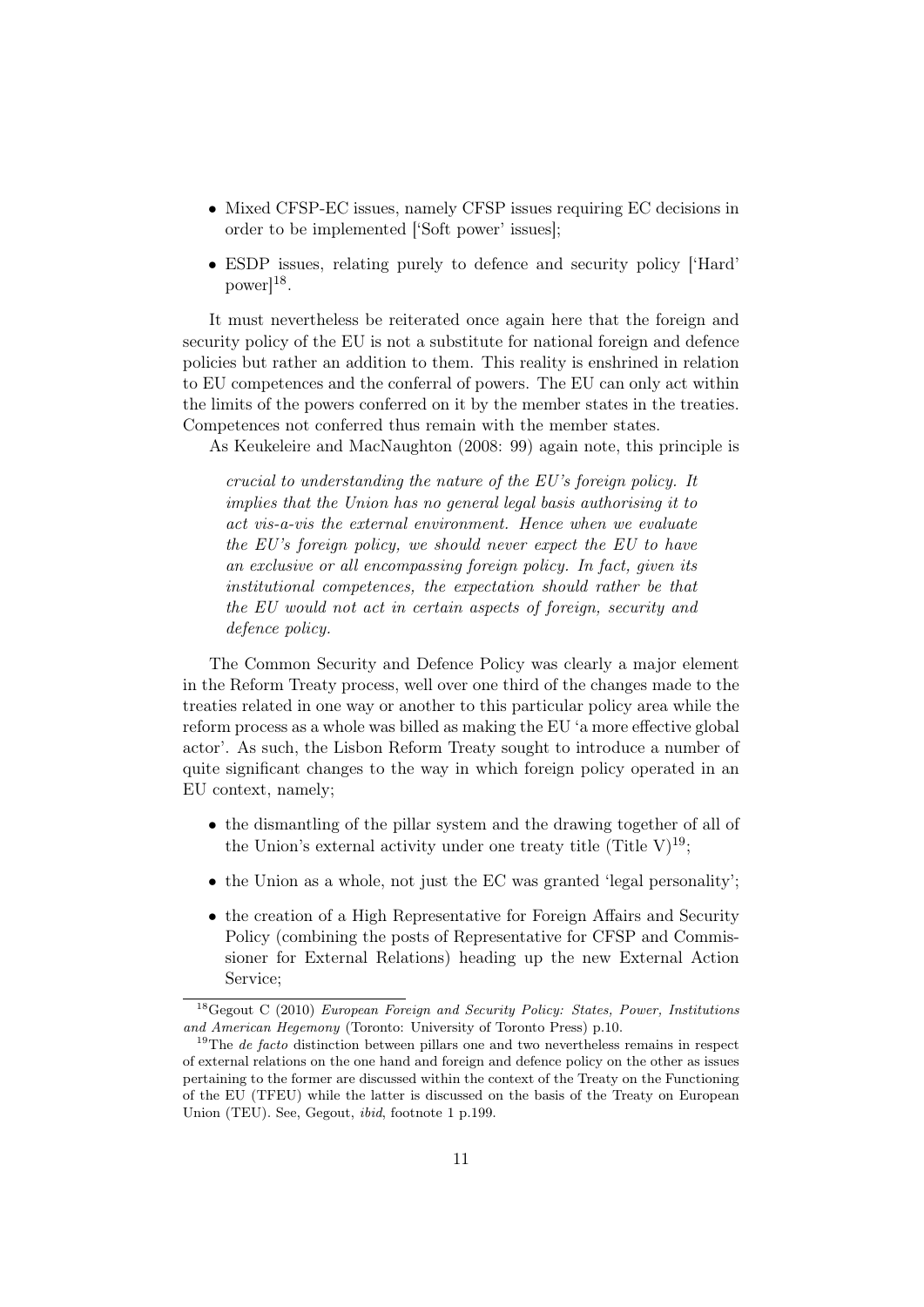- Mixed CFSP-EC issues, namely CFSP issues requiring EC decisions in order to be implemented ['Soft power' issues];
- ESDP issues, relating purely to defence and security policy ['Hard' power][18].

It must nevertheless be reiterated once again here that the foreign and security policy of the EU is not a substitute for national foreign and defence policies but rather an addition to them. This reality is enshrined in relation to EU competences and the conferral of powers. The EU can only act within the limits of the powers conferred on it by the member states in the treaties. Competences not conferred thus remain with the member states.

As Keukeleire and MacNaughton (2008: 99) again note, this principle is

> *crucial to understanding the nature of the EU's foreign policy. It implies that the Union has no general legal basis authorising it to act vis-a-vis the external environment. Hence when we evaluate the EU's foreign policy, we should never expect the EU to have an exclusive or all encompassing foreign policy. In fact, given its institutional competences, the expectation should rather be that the EU would not act in certain aspects of foreign, security and defence policy.*

The Common Security and Defence Policy was clearly a major element in the Reform Treaty process, well over one third of the changes made to the treaties related in one way or another to this particular policy area while the reform process as a whole was billed as making the EU 'a more effective global actor'. As such, the Lisbon Reform Treaty sought to introduce a number of quite significant changes to the way in which foreign policy operated in an EU context, namely;

- the dismantling of the pillar system and the drawing together of all of the Union's external activity under one treaty title (Title V)[19];
- the Union as a whole, not just the EC was granted 'legal personality';
- the creation of a High Representative for Foreign Affairs and Security Policy (combining the posts of Representative for CFSP and Commissioner for External Relations) heading up the new External Action Service;

---

[18] Gegout C (2010) *European Foreign and Security Policy: States, Power, Institutions and American Hegemony* (Toronto: University of Toronto Press) p.10.

[19] The *de facto* distinction between pillars one and two nevertheless remains in respect of external relations on the one hand and foreign and defence policy on the other as issues pertaining to the former are discussed within the context of the Treaty on the Functioning of the EU (TFEU) while the latter is discussed on the basis of the Treaty on European Union (TEU). See, Gegout, *ibid*, footnote 1 p.199.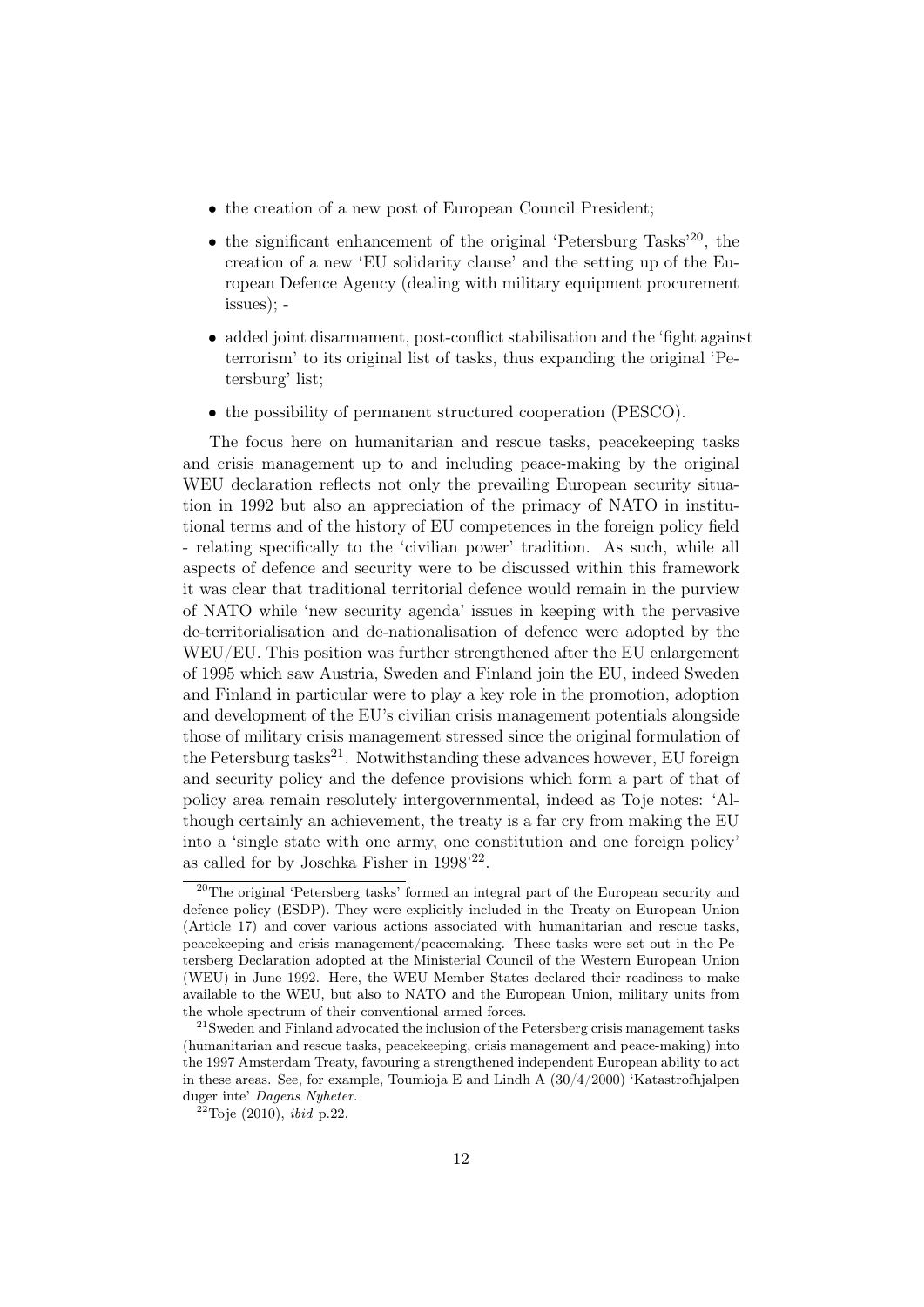- the creation of a new post of European Council President;
- the significant enhancement of the original 'Petersburg Tasks'[20], the creation of a new 'EU solidarity clause' and the setting up of the European Defence Agency (dealing with military equipment procurement issues); -
- added joint disarmament, post-conflict stabilisation and the 'fight against terrorism' to its original list of tasks, thus expanding the original 'Petersburg' list;
- the possibility of permanent structured cooperation (PESCO).

The focus here on humanitarian and rescue tasks, peacekeeping tasks and crisis management up to and including peace-making by the original WEU declaration reflects not only the prevailing European security situation in 1992 but also an appreciation of the primacy of NATO in institutional terms and of the history of EU competences in the foreign policy field - relating specifically to the 'civilian power' tradition. As such, while all aspects of defence and security were to be discussed within this framework it was clear that traditional territorial defence would remain in the purview of NATO while 'new security agenda' issues in keeping with the pervasive de-territorialisation and de-nationalisation of defence were adopted by the WEU/EU. This position was further strengthened after the EU enlargement of 1995 which saw Austria, Sweden and Finland join the EU, indeed Sweden and Finland in particular were to play a key role in the promotion, adoption and development of the EU's civilian crisis management potentials alongside those of military crisis management stressed since the original formulation of the Petersburg tasks[21]. Notwithstanding these advances however, EU foreign and security policy and the defence provisions which form a part of that of policy area remain resolutely intergovernmental, indeed as Toje notes: 'Although certainly an achievement, the treaty is a far cry from making the EU into a 'single state with one army, one constitution and one foreign policy' as called for by Joschka Fisher in 1998'[22].

[20] The original 'Petersberg tasks' formed an integral part of the European security and defence policy (ESDP). They were explicitly included in the Treaty on European Union (Article 17) and cover various actions associated with humanitarian and rescue tasks, peacekeeping and crisis management/peacemaking. These tasks were set out in the Petersberg Declaration adopted at the Ministerial Council of the Western European Union (WEU) in June 1992. Here, the WEU Member States declared their readiness to make available to the WEU, but also to NATO and the European Union, military units from the whole spectrum of their conventional armed forces.

[21] Sweden and Finland advocated the inclusion of the Petersberg crisis management tasks (humanitarian and rescue tasks, peacekeeping, crisis management and peace-making) into the 1997 Amsterdam Treaty, favouring a strengthened independent European ability to act in these areas. See, for example, Toumioja E and Lindh A (30/4/2000) 'Katastrofhjalpen duger inte' *Dagens Nyheter*.

[22] Toje (2010), *ibid* p.22.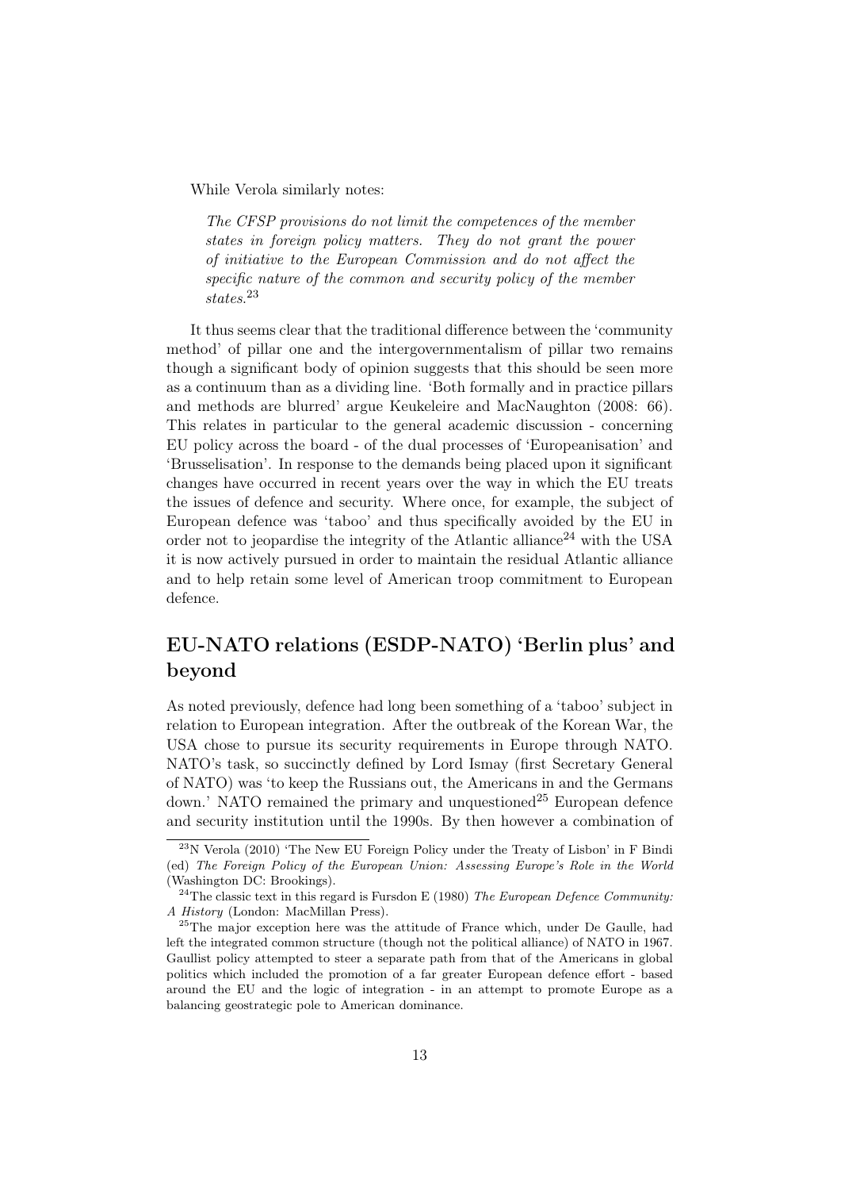While Verola similarly notes:

> *The CFSP provisions do not limit the competences of the member states in foreign policy matters. They do not grant the power of initiative to the European Commission and do not affect the specific nature of the common and security policy of the member states.*[23]

It thus seems clear that the traditional difference between the 'community method' of pillar one and the intergovernmentalism of pillar two remains though a significant body of opinion suggests that this should be seen more as a continuum than as a dividing line. 'Both formally and in practice pillars and methods are blurred' argue Keukeleire and MacNaughton (2008: 66). This relates in particular to the general academic discussion - concerning EU policy across the board - of the dual processes of 'Europeanisation' and 'Brusselisation'. In response to the demands being placed upon it significant changes have occurred in recent years over the way in which the EU treats the issues of defence and security. Where once, for example, the subject of European defence was 'taboo' and thus specifically avoided by the EU in order not to jeopardise the integrity of the Atlantic alliance[24] with the USA it is now actively pursued in order to maintain the residual Atlantic alliance and to help retain some level of American troop commitment to European defence.

## EU-NATO relations (ESDP-NATO) 'Berlin plus' and beyond

As noted previously, defence had long been something of a 'taboo' subject in relation to European integration. After the outbreak of the Korean War, the USA chose to pursue its security requirements in Europe through NATO. NATO's task, so succinctly defined by Lord Ismay (first Secretary General of NATO) was 'to keep the Russians out, the Americans in and the Germans down.' NATO remained the primary and unquestioned[25] European defence and security institution until the 1990s. By then however a combination of

---

[23] N Verola (2010) 'The New EU Foreign Policy under the Treaty of Lisbon' in F Bindi (ed) *The Foreign Policy of the European Union: Assessing Europe's Role in the World* (Washington DC: Brookings).

[24] The classic text in this regard is Fursdon E (1980) *The European Defence Community: A History* (London: MacMillan Press).

[25] The major exception here was the attitude of France which, under De Gaulle, had left the integrated common structure (though not the political alliance) of NATO in 1967. Gaullist policy attempted to steer a separate path from that of the Americans in global politics which included the promotion of a far greater European defence effort - based around the EU and the logic of integration - in an attempt to promote Europe as a balancing geostrategic pole to American dominance.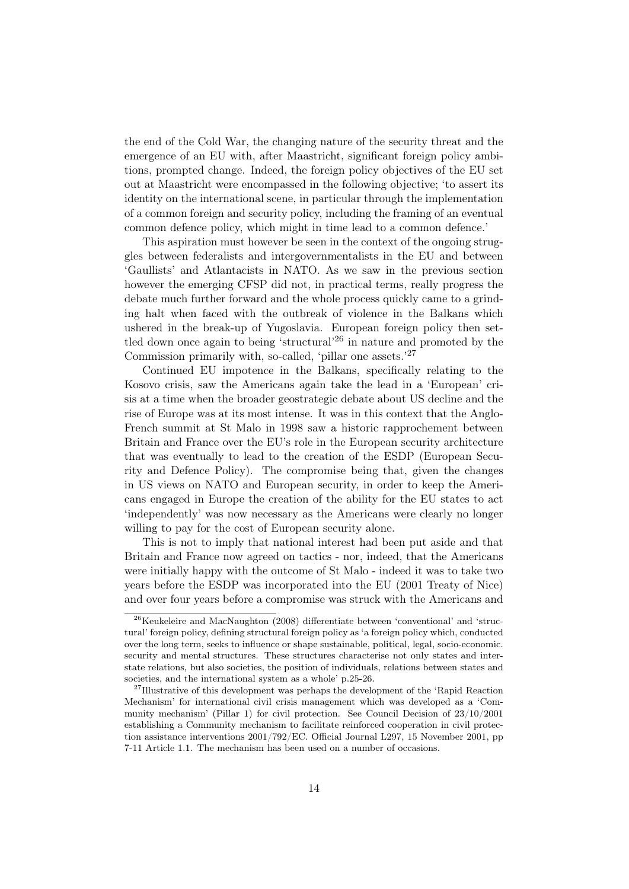the end of the Cold War, the changing nature of the security threat and the emergence of an EU with, after Maastricht, significant foreign policy ambitions, prompted change. Indeed, the foreign policy objectives of the EU set out at Maastricht were encompassed in the following objective; 'to assert its identity on the international scene, in particular through the implementation of a common foreign and security policy, including the framing of an eventual common defence policy, which might in time lead to a common defence.'

This aspiration must however be seen in the context of the ongoing struggles between federalists and intergovernmentalists in the EU and between 'Gaullists' and Atlantacists in NATO. As we saw in the previous section however the emerging CFSP did not, in practical terms, really progress the debate much further forward and the whole process quickly came to a grinding halt when faced with the outbreak of violence in the Balkans which ushered in the break-up of Yugoslavia. European foreign policy then settled down once again to being 'structural'[26] in nature and promoted by the Commission primarily with, so-called, 'pillar one assets.'[27]

Continued EU impotence in the Balkans, specifically relating to the Kosovo crisis, saw the Americans again take the lead in a 'European' crisis at a time when the broader geostrategic debate about US decline and the rise of Europe was at its most intense. It was in this context that the Anglo-French summit at St Malo in 1998 saw a historic rapprochement between Britain and France over the EU's role in the European security architecture that was eventually to lead to the creation of the ESDP (European Security and Defence Policy). The compromise being that, given the changes in US views on NATO and European security, in order to keep the Americans engaged in Europe the creation of the ability for the EU states to act 'independently' was now necessary as the Americans were clearly no longer willing to pay for the cost of European security alone.

This is not to imply that national interest had been put aside and that Britain and France now agreed on tactics - nor, indeed, that the Americans were initially happy with the outcome of St Malo - indeed it was to take two years before the ESDP was incorporated into the EU (2001 Treaty of Nice) and over four years before a compromise was struck with the Americans and

[26] Keukeleire and MacNaughton (2008) differentiate between 'conventional' and 'structural' foreign policy, defining structural foreign policy as 'a foreign policy which, conducted over the long term, seeks to influence or shape sustainable, political, legal, socio-economic. security and mental structures. These structures characterise not only states and interstate relations, but also societies, the position of individuals, relations between states and societies, and the international system as a whole' p.25-26.

[27] Illustrative of this development was perhaps the development of the 'Rapid Reaction Mechanism' for international civil crisis management which was developed as a 'Community mechanism' (Pillar 1) for civil protection. See Council Decision of 23/10/2001 establishing a Community mechanism to facilitate reinforced cooperation in civil protection assistance interventions 2001/792/EC. Official Journal L297, 15 November 2001, pp 7-11 Article 1.1. The mechanism has been used on a number of occasions.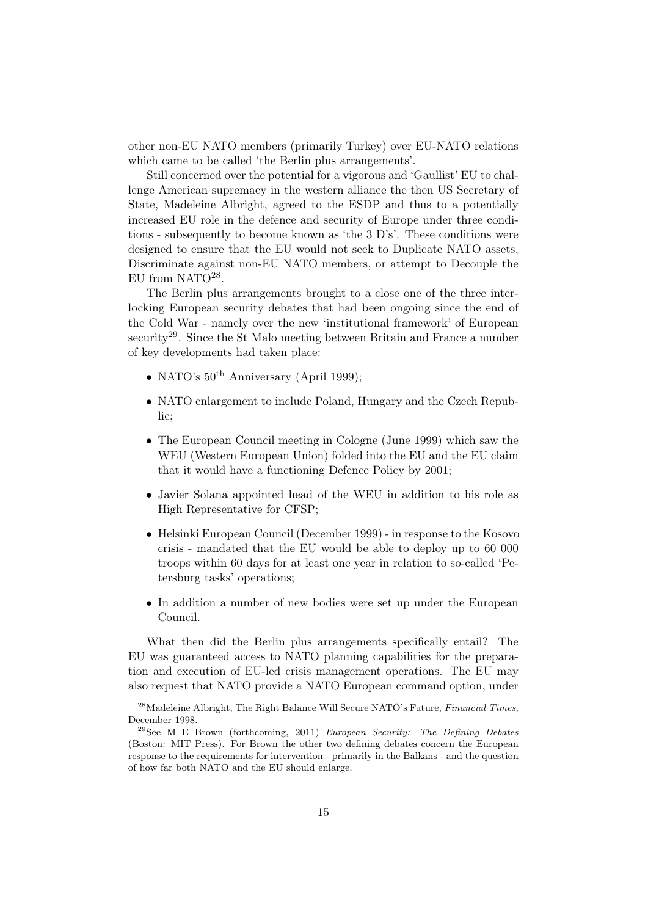other non-EU NATO members (primarily Turkey) over EU-NATO relations which came to be called 'the Berlin plus arrangements'.

Still concerned over the potential for a vigorous and 'Gaullist' EU to challenge American supremacy in the western alliance the then US Secretary of State, Madeleine Albright, agreed to the ESDP and thus to a potentially increased EU role in the defence and security of Europe under three conditions - subsequently to become known as 'the 3 D's'. These conditions were designed to ensure that the EU would not seek to Duplicate NATO assets, Discriminate against non-EU NATO members, or attempt to Decouple the EU from NATO[28].

The Berlin plus arrangements brought to a close one of the three interlocking European security debates that had been ongoing since the end of the Cold War - namely over the new 'institutional framework' of European security[29]. Since the St Malo meeting between Britain and France a number of key developments had taken place:

- NATO's 50$^{\text{th}}$ Anniversary (April 1999);
- NATO enlargement to include Poland, Hungary and the Czech Republic;
- The European Council meeting in Cologne (June 1999) which saw the WEU (Western European Union) folded into the EU and the EU claim that it would have a functioning Defence Policy by 2001;
- Javier Solana appointed head of the WEU in addition to his role as High Representative for CFSP;
- Helsinki European Council (December 1999) - in response to the Kosovo crisis - mandated that the EU would be able to deploy up to 60 000 troops within 60 days for at least one year in relation to so-called 'Petersburg tasks' operations;
- In addition a number of new bodies were set up under the European Council.

What then did the Berlin plus arrangements specifically entail? The EU was guaranteed access to NATO planning capabilities for the preparation and execution of EU-led crisis management operations. The EU may also request that NATO provide a NATO European command option, under

[28] Madeleine Albright, The Right Balance Will Secure NATO's Future, *Financial Times*, December 1998.

[29] See M E Brown (forthcoming, 2011) *European Security: The Defining Debates* (Boston: MIT Press). For Brown the other two defining debates concern the European response to the requirements for intervention - primarily in the Balkans - and the question of how far both NATO and the EU should enlarge.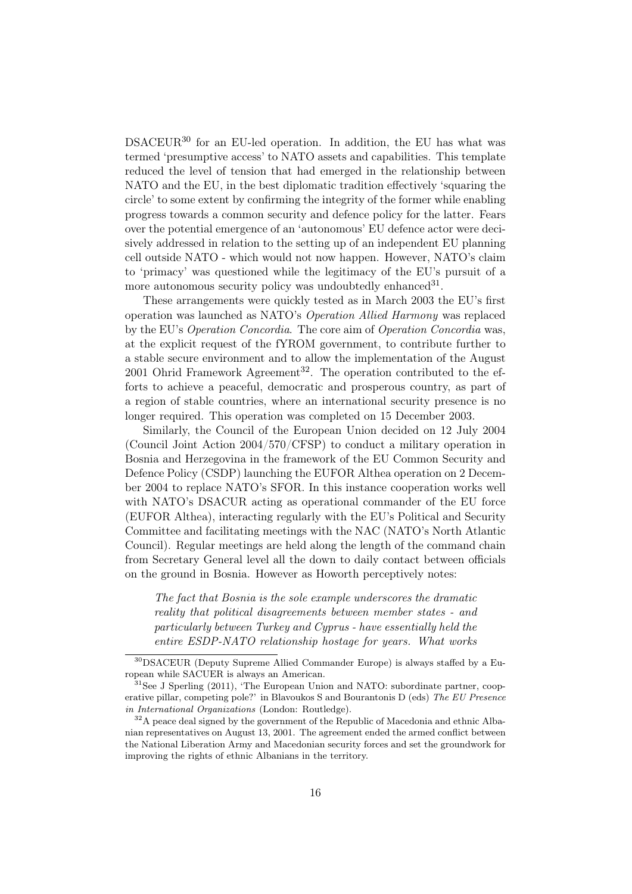DSACEUR[30] for an EU-led operation. In addition, the EU has what was termed 'presumptive access' to NATO assets and capabilities. This template reduced the level of tension that had emerged in the relationship between NATO and the EU, in the best diplomatic tradition effectively 'squaring the circle' to some extent by confirming the integrity of the former while enabling progress towards a common security and defence policy for the latter. Fears over the potential emergence of an 'autonomous' EU defence actor were decisively addressed in relation to the setting up of an independent EU planning cell outside NATO - which would not now happen. However, NATO's claim to 'primacy' was questioned while the legitimacy of the EU's pursuit of a more autonomous security policy was undoubtedly enhanced[31].

These arrangements were quickly tested as in March 2003 the EU's first operation was launched as NATO's *Operation Allied Harmony* was replaced by the EU's *Operation Concordia*. The core aim of *Operation Concordia* was, at the explicit request of the fYROM government, to contribute further to a stable secure environment and to allow the implementation of the August 2001 Ohrid Framework Agreement[32]. The operation contributed to the efforts to achieve a peaceful, democratic and prosperous country, as part of a region of stable countries, where an international security presence is no longer required. This operation was completed on 15 December 2003.

Similarly, the Council of the European Union decided on 12 July 2004 (Council Joint Action 2004/570/CFSP) to conduct a military operation in Bosnia and Herzegovina in the framework of the EU Common Security and Defence Policy (CSDP) launching the EUFOR Althea operation on 2 December 2004 to replace NATO's SFOR. In this instance cooperation works well with NATO's DSACUR acting as operational commander of the EU force (EUFOR Althea), interacting regularly with the EU's Political and Security Committee and facilitating meetings with the NAC (NATO's North Atlantic Council). Regular meetings are held along the length of the command chain from Secretary General level all the down to daily contact between officials on the ground in Bosnia. However as Howorth perceptively notes:

> *The fact that Bosnia is the sole example underscores the dramatic reality that political disagreements between member states - and particularly between Turkey and Cyprus - have essentially held the entire ESDP-NATO relationship hostage for years. What works*

---

[30] DSACEUR (Deputy Supreme Allied Commander Europe) is always staffed by a European while SACUER is always an American.

[31] See J Sperling (2011), 'The European Union and NATO: subordinate partner, cooperative pillar, competing pole?' in Blavoukos S and Bourantonis D (eds) *The EU Presence in International Organizations* (London: Routledge).

[32] A peace deal signed by the government of the Republic of Macedonia and ethnic Albanian representatives on August 13, 2001. The agreement ended the armed conflict between the National Liberation Army and Macedonian security forces and set the groundwork for improving the rights of ethnic Albanians in the territory.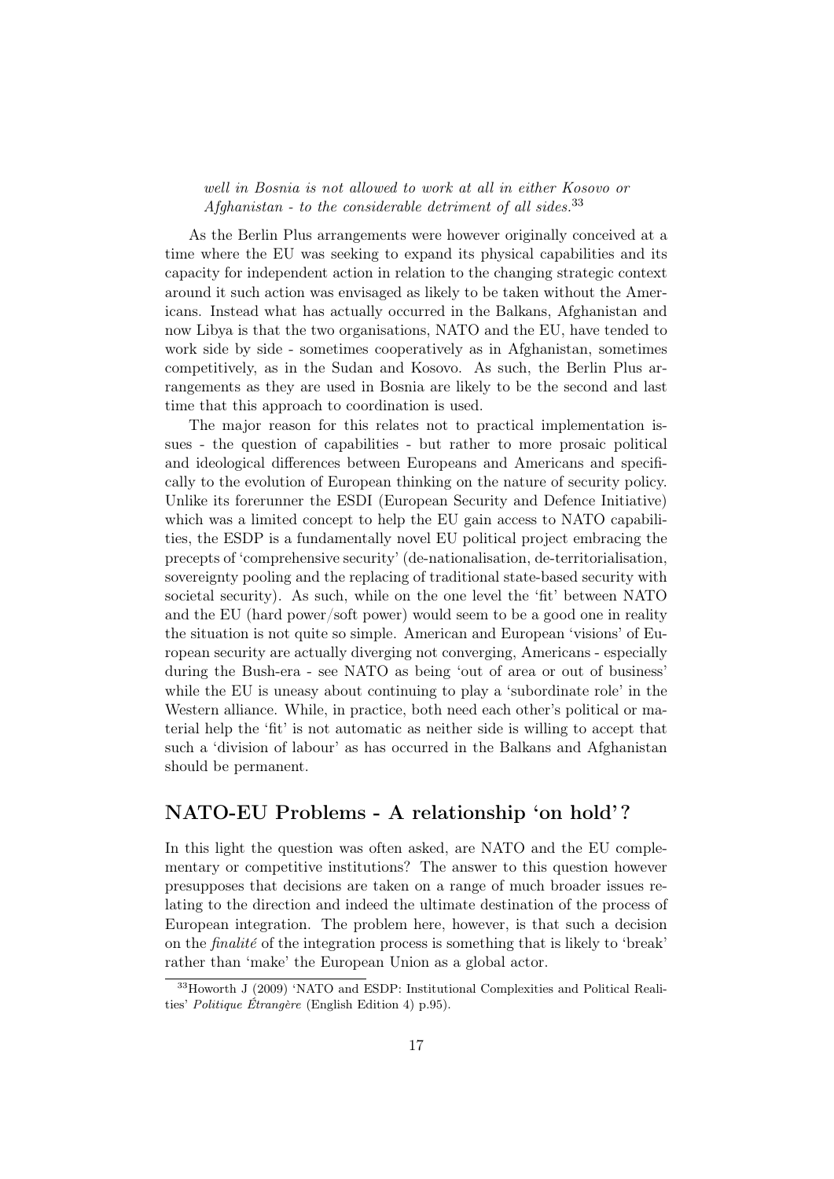*well in Bosnia is not allowed to work at all in either Kosovo or Afghanistan - to the considerable detriment of all sides.*[33]

As the Berlin Plus arrangements were however originally conceived at a time where the EU was seeking to expand its physical capabilities and its capacity for independent action in relation to the changing strategic context around it such action was envisaged as likely to be taken without the Americans. Instead what has actually occurred in the Balkans, Afghanistan and now Libya is that the two organisations, NATO and the EU, have tended to work side by side - sometimes cooperatively as in Afghanistan, sometimes competitively, as in the Sudan and Kosovo. As such, the Berlin Plus arrangements as they are used in Bosnia are likely to be the second and last time that this approach to coordination is used.

The major reason for this relates not to practical implementation issues - the question of capabilities - but rather to more prosaic political and ideological differences between Europeans and Americans and specifically to the evolution of European thinking on the nature of security policy. Unlike its forerunner the ESDI (European Security and Defence Initiative) which was a limited concept to help the EU gain access to NATO capabilities, the ESDP is a fundamentally novel EU political project embracing the precepts of 'comprehensive security' (de-nationalisation, de-territorialisation, sovereignty pooling and the replacing of traditional state-based security with societal security). As such, while on the one level the 'fit' between NATO and the EU (hard power/soft power) would seem to be a good one in reality the situation is not quite so simple. American and European 'visions' of European security are actually diverging not converging, Americans - especially during the Bush-era - see NATO as being 'out of area or out of business' while the EU is uneasy about continuing to play a 'subordinate role' in the Western alliance. While, in practice, both need each other's political or material help the 'fit' is not automatic as neither side is willing to accept that such a 'division of labour' as has occurred in the Balkans and Afghanistan should be permanent.

## NATO-EU Problems - A relationship 'on hold'?

In this light the question was often asked, are NATO and the EU complementary or competitive institutions? The answer to this question however presupposes that decisions are taken on a range of much broader issues relating to the direction and indeed the ultimate destination of the process of European integration. The problem here, however, is that such a decision on the *finalité* of the integration process is something that is likely to 'break' rather than 'make' the European Union as a global actor.

---

[33] Howorth J (2009) 'NATO and ESDP: Institutional Complexities and Political Realities' *Politique Étrangère* (English Edition 4) p.95).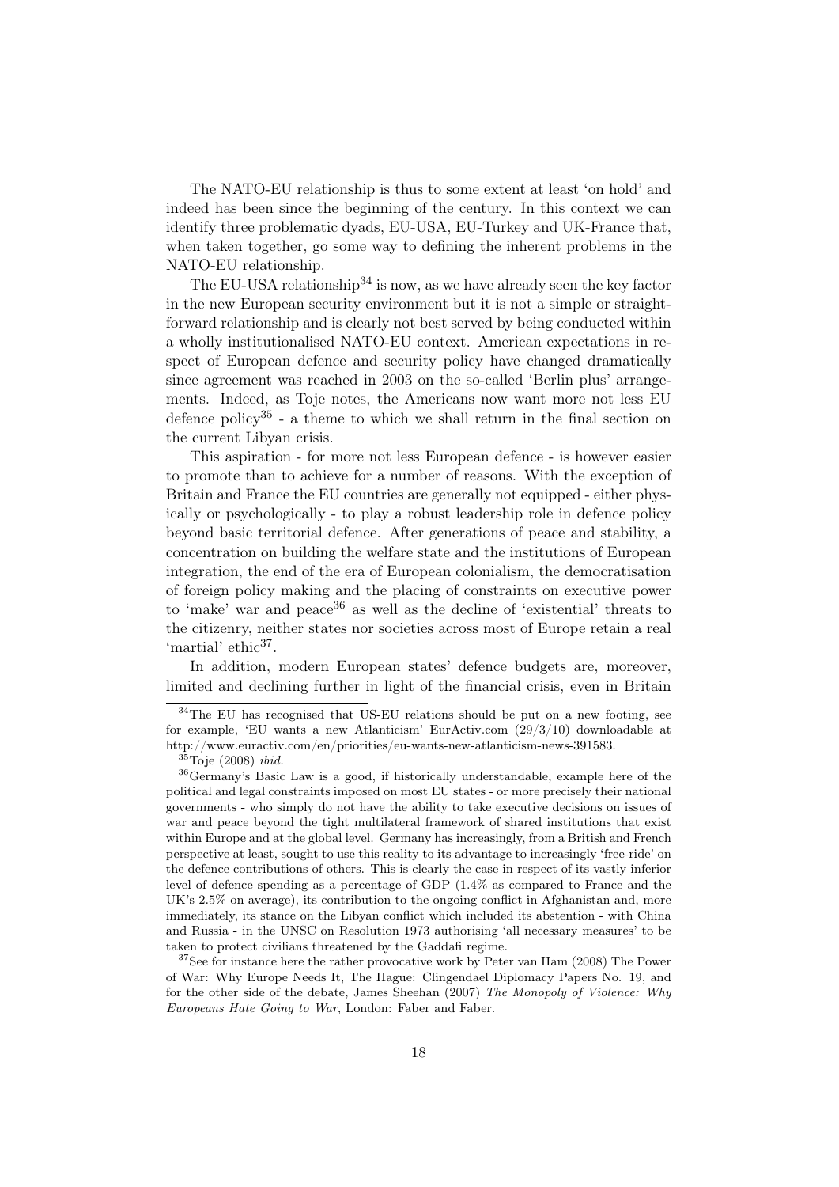The NATO-EU relationship is thus to some extent at least 'on hold' and indeed has been since the beginning of the century. In this context we can identify three problematic dyads, EU-USA, EU-Turkey and UK-France that, when taken together, go some way to defining the inherent problems in the NATO-EU relationship.

The EU-USA relationship[34] is now, as we have already seen the key factor in the new European security environment but it is not a simple or straightforward relationship and is clearly not best served by being conducted within a wholly institutionalised NATO-EU context. American expectations in respect of European defence and security policy have changed dramatically since agreement was reached in 2003 on the so-called 'Berlin plus' arrangements. Indeed, as Toje notes, the Americans now want more not less EU defence policy[35] - a theme to which we shall return in the final section on the current Libyan crisis.

This aspiration - for more not less European defence - is however easier to promote than to achieve for a number of reasons. With the exception of Britain and France the EU countries are generally not equipped - either physically or psychologically - to play a robust leadership role in defence policy beyond basic territorial defence. After generations of peace and stability, a concentration on building the welfare state and the institutions of European integration, the end of the era of European colonialism, the democratisation of foreign policy making and the placing of constraints on executive power to 'make' war and peace[36] as well as the decline of 'existential' threats to the citizenry, neither states nor societies across most of Europe retain a real 'martial' ethic[37].

In addition, modern European states' defence budgets are, moreover, limited and declining further in light of the financial crisis, even in Britain

---

[34]The EU has recognised that US-EU relations should be put on a new footing, see for example, 'EU wants a new Atlanticism' EurActiv.com (29/3/10) downloadable at http://www.euractiv.com/en/priorities/eu-wants-new-atlanticism-news-391583.

[35]Toje (2008) *ibid.*

[36]Germany's Basic Law is a good, if historically understandable, example here of the political and legal constraints imposed on most EU states - or more precisely their national governments - who simply do not have the ability to take executive decisions on issues of war and peace beyond the tight multilateral framework of shared institutions that exist within Europe and at the global level. Germany has increasingly, from a British and French perspective at least, sought to use this reality to its advantage to increasingly 'free-ride' on the defence contributions of others. This is clearly the case in respect of its vastly inferior level of defence spending as a percentage of GDP (1.4% as compared to France and the UK's 2.5% on average), its contribution to the ongoing conflict in Afghanistan and, more immediately, its stance on the Libyan conflict which included its abstention - with China and Russia - in the UNSC on Resolution 1973 authorising 'all necessary measures' to be taken to protect civilians threatened by the Gaddafi regime.

[37]See for instance here the rather provocative work by Peter van Ham (2008) The Power of War: Why Europe Needs It, The Hague: Clingendael Diplomacy Papers No. 19, and for the other side of the debate, James Sheehan (2007) *The Monopoly of Violence: Why Europeans Hate Going to War*, London: Faber and Faber.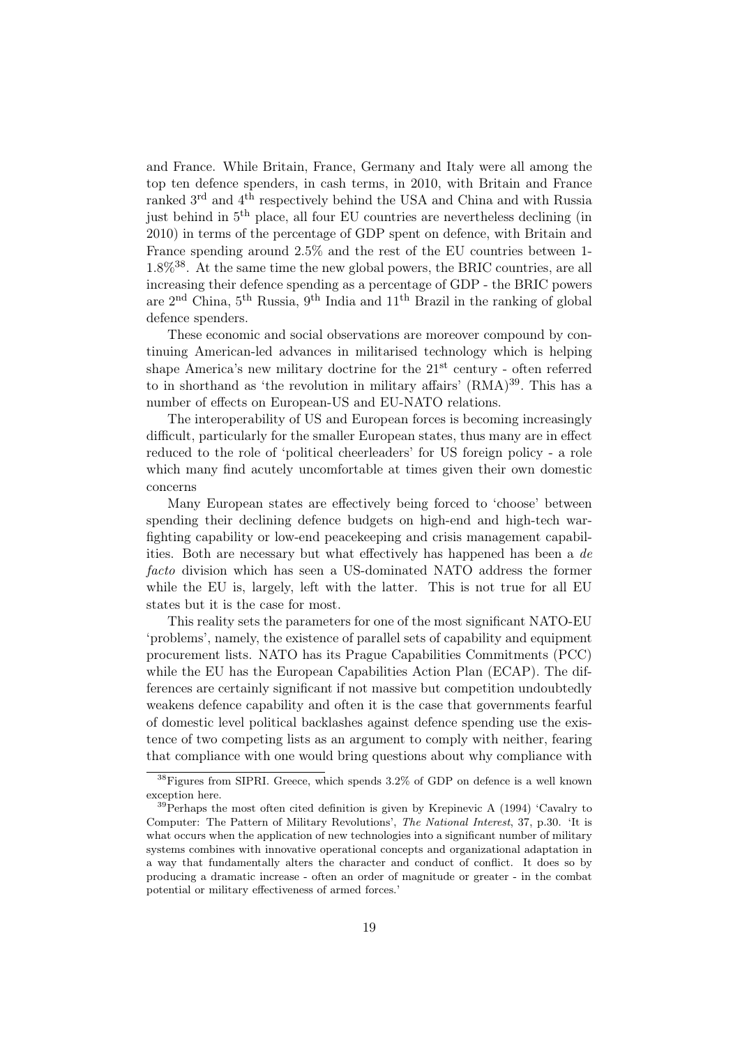and France. While Britain, France, Germany and Italy were all among the top ten defence spenders, in cash terms, in 2010, with Britain and France ranked 3rd and 4th respectively behind the USA and China and with Russia just behind in 5th place, all four EU countries are nevertheless declining (in 2010) in terms of the percentage of GDP spent on defence, with Britain and France spending around 2.5% and the rest of the EU countries between 1-1.8%[38]. At the same time the new global powers, the BRIC countries, are all increasing their defence spending as a percentage of GDP - the BRIC powers are 2nd China, 5th Russia, 9th India and 11th Brazil in the ranking of global defence spenders.

These economic and social observations are moreover compound by continuing American-led advances in militarised technology which is helping shape America's new military doctrine for the 21st century - often referred to in shorthand as 'the revolution in military affairs' (RMA)[39]. This has a number of effects on European-US and EU-NATO relations.

The interoperability of US and European forces is becoming increasingly difficult, particularly for the smaller European states, thus many are in effect reduced to the role of 'political cheerleaders' for US foreign policy - a role which many find acutely uncomfortable at times given their own domestic concerns

Many European states are effectively being forced to 'choose' between spending their declining defence budgets on high-end and high-tech war-fighting capability or low-end peacekeeping and crisis management capabilities. Both are necessary but what effectively has happened has been a *de facto* division which has seen a US-dominated NATO address the former while the EU is, largely, left with the latter. This is not true for all EU states but it is the case for most.

This reality sets the parameters for one of the most significant NATO-EU 'problems', namely, the existence of parallel sets of capability and equipment procurement lists. NATO has its Prague Capabilities Commitments (PCC) while the EU has the European Capabilities Action Plan (ECAP). The differences are certainly significant if not massive but competition undoubtedly weakens defence capability and often it is the case that governments fearful of domestic level political backlashes against defence spending use the existence of two competing lists as an argument to comply with neither, fearing that compliance with one would bring questions about why compliance with

---

[38] Figures from SIPRI. Greece, which spends 3.2% of GDP on defence is a well known exception here.

[39] Perhaps the most often cited definition is given by Krepinevic A (1994) 'Cavalry to Computer: The Pattern of Military Revolutions', *The National Interest*, 37, p.30. 'It is what occurs when the application of new technologies into a significant number of military systems combines with innovative operational concepts and organizational adaptation in a way that fundamentally alters the character and conduct of conflict. It does so by producing a dramatic increase - often an order of magnitude or greater - in the combat potential or military effectiveness of armed forces.'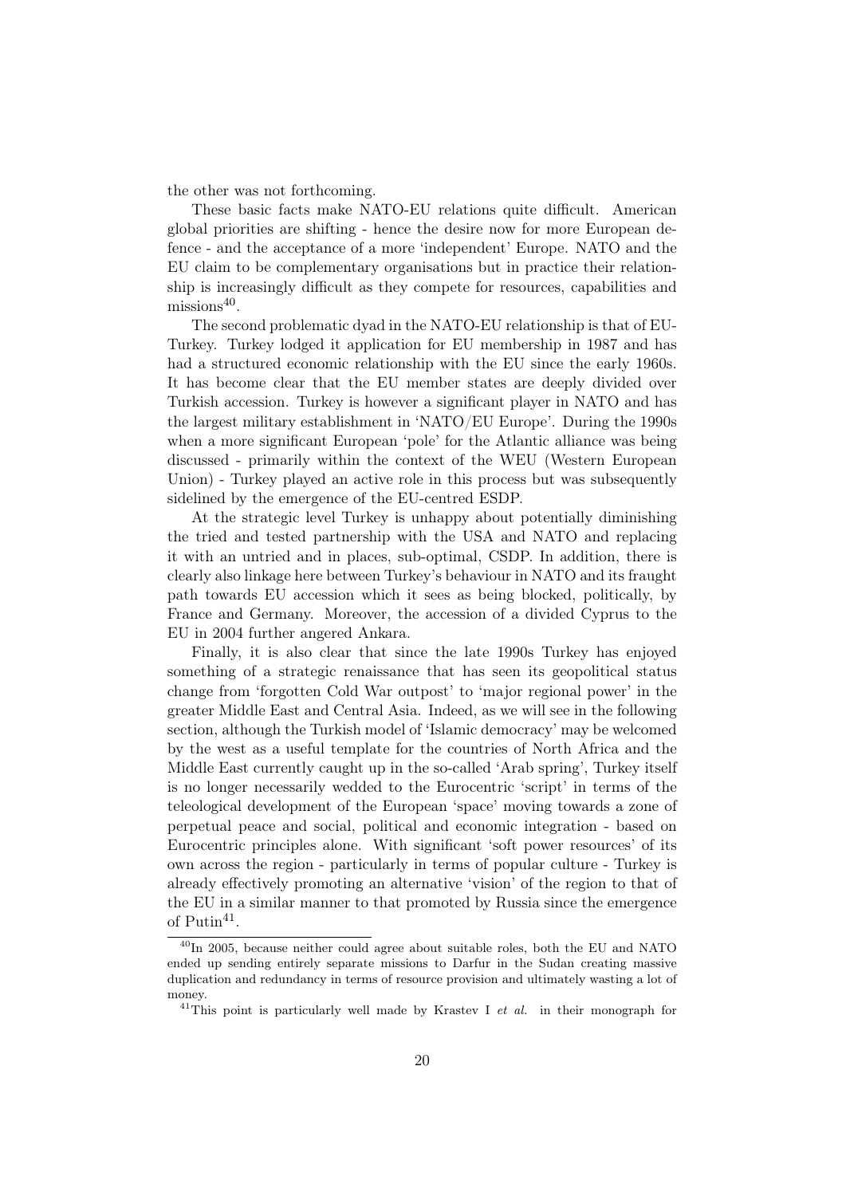the other was not forthcoming.

These basic facts make NATO-EU relations quite difficult. American global priorities are shifting - hence the desire now for more European defence - and the acceptance of a more 'independent' Europe. NATO and the EU claim to be complementary organisations but in practice their relationship is increasingly difficult as they compete for resources, capabilities and missions[40].

The second problematic dyad in the NATO-EU relationship is that of EU-Turkey. Turkey lodged it application for EU membership in 1987 and has had a structured economic relationship with the EU since the early 1960s. It has become clear that the EU member states are deeply divided over Turkish accession. Turkey is however a significant player in NATO and has the largest military establishment in 'NATO/EU Europe'. During the 1990s when a more significant European 'pole' for the Atlantic alliance was being discussed - primarily within the context of the WEU (Western European Union) - Turkey played an active role in this process but was subsequently sidelined by the emergence of the EU-centred ESDP.

At the strategic level Turkey is unhappy about potentially diminishing the tried and tested partnership with the USA and NATO and replacing it with an untried and in places, sub-optimal, CSDP. In addition, there is clearly also linkage here between Turkey's behaviour in NATO and its fraught path towards EU accession which it sees as being blocked, politically, by France and Germany. Moreover, the accession of a divided Cyprus to the EU in 2004 further angered Ankara.

Finally, it is also clear that since the late 1990s Turkey has enjoyed something of a strategic renaissance that has seen its geopolitical status change from 'forgotten Cold War outpost' to 'major regional power' in the greater Middle East and Central Asia. Indeed, as we will see in the following section, although the Turkish model of 'Islamic democracy' may be welcomed by the west as a useful template for the countries of North Africa and the Middle East currently caught up in the so-called 'Arab spring', Turkey itself is no longer necessarily wedded to the Eurocentric 'script' in terms of the teleological development of the European 'space' moving towards a zone of perpetual peace and social, political and economic integration - based on Eurocentric principles alone. With significant 'soft power resources' of its own across the region - particularly in terms of popular culture - Turkey is already effectively promoting an alternative 'vision' of the region to that of the EU in a similar manner to that promoted by Russia since the emergence of Putin[41].

---

[40] In 2005, because neither could agree about suitable roles, both the EU and NATO ended up sending entirely separate missions to Darfur in the Sudan creating massive duplication and redundancy in terms of resource provision and ultimately wasting a lot of money.

[41] This point is particularly well made by Krastev I *et al.* in their monograph for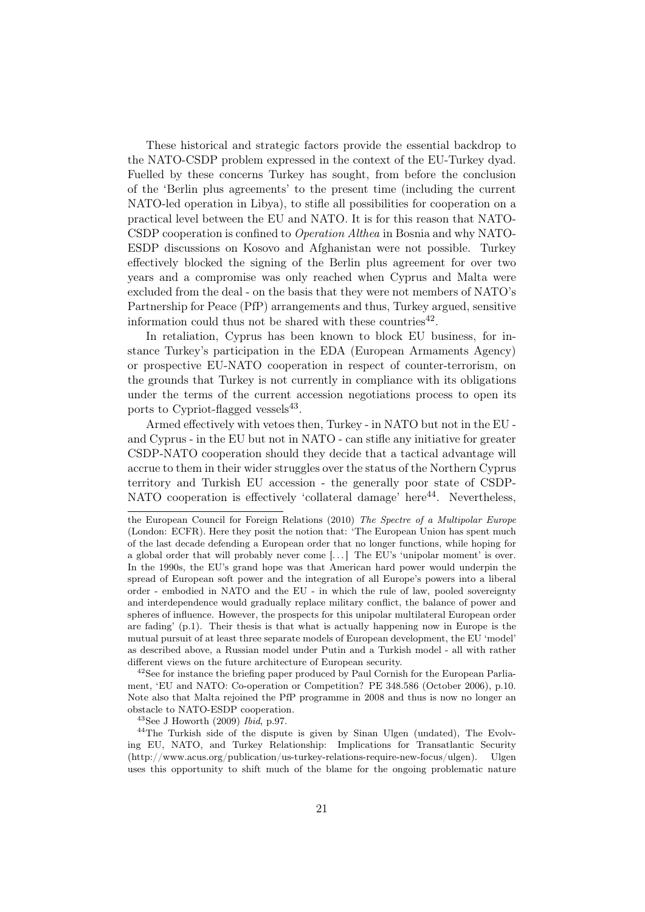These historical and strategic factors provide the essential backdrop to the NATO-CSDP problem expressed in the context of the EU-Turkey dyad. Fuelled by these concerns Turkey has sought, from before the conclusion of the 'Berlin plus agreements' to the present time (including the current NATO-led operation in Libya), to stifle all possibilities for cooperation on a practical level between the EU and NATO. It is for this reason that NATO-CSDP cooperation is confined to *Operation Althea* in Bosnia and why NATO-ESDP discussions on Kosovo and Afghanistan were not possible. Turkey effectively blocked the signing of the Berlin plus agreement for over two years and a compromise was only reached when Cyprus and Malta were excluded from the deal - on the basis that they were not members of NATO's Partnership for Peace (PfP) arrangements and thus, Turkey argued, sensitive information could thus not be shared with these countries[42].

In retaliation, Cyprus has been known to block EU business, for instance Turkey's participation in the EDA (European Armaments Agency) or prospective EU-NATO cooperation in respect of counter-terrorism, on the grounds that Turkey is not currently in compliance with its obligations under the terms of the current accession negotiations process to open its ports to Cypriot-flagged vessels[43].

Armed effectively with vetoes then, Turkey - in NATO but not in the EU - and Cyprus - in the EU but not in NATO - can stifle any initiative for greater CSDP-NATO cooperation should they decide that a tactical advantage will accrue to them in their wider struggles over the status of the Northern Cyprus territory and Turkish EU accession - the generally poor state of CSDP-NATO cooperation is effectively 'collateral damage' here[44]. Nevertheless,

---

the European Council for Foreign Relations (2010) *The Spectre of a Multipolar Europe* (London: ECFR). Here they posit the notion that: 'The European Union has spent much of the last decade defending a European order that no longer functions, while hoping for a global order that will probably never come [...] The EU's 'unipolar moment' is over. In the 1990s, the EU's grand hope was that American hard power would underpin the spread of European soft power and the integration of all Europe's powers into a liberal order - embodied in NATO and the EU - in which the rule of law, pooled sovereignty and interdependence would gradually replace military conflict, the balance of power and spheres of influence. However, the prospects for this unipolar multilateral European order are fading' (p.1). Their thesis is that what is actually happening now in Europe is the mutual pursuit of at least three separate models of European development, the EU 'model' as described above, a Russian model under Putin and a Turkish model - all with rather different views on the future architecture of European security.

[42] See for instance the briefing paper produced by Paul Cornish for the European Parliament, 'EU and NATO: Co-operation or Competition? PE 348.586 (October 2006), p.10. Note also that Malta rejoined the PfP programme in 2008 and thus is now no longer an obstacle to NATO-ESDP cooperation.

[43] See J Howorth (2009) *Ibid*, p.97.

[44] The Turkish side of the dispute is given by Sinan Ulgen (undated), The Evolving EU, NATO, and Turkey Relationship: Implications for Transatlantic Security (http://www.acus.org/publication/us-turkey-relations-require-new-focus/ulgen). Ulgen uses this opportunity to shift much of the blame for the ongoing problematic nature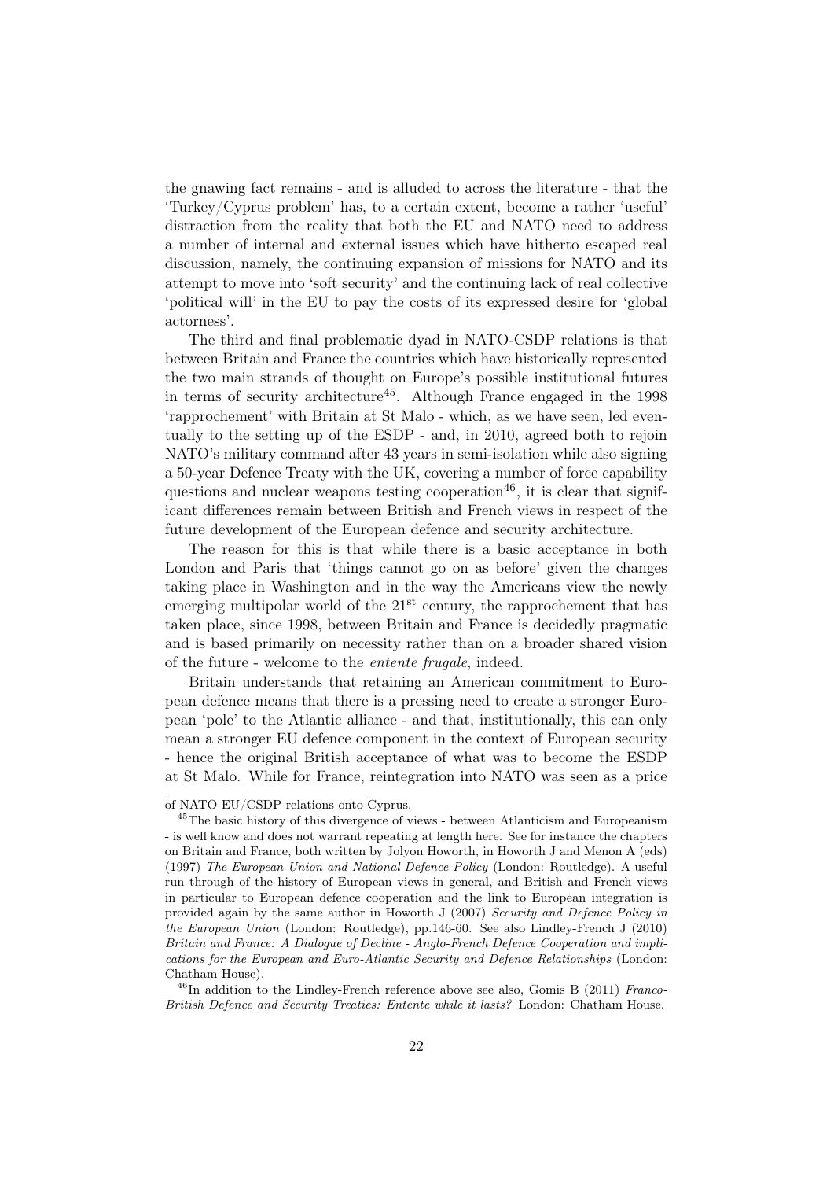the gnawing fact remains - and is alluded to across the literature - that the 'Turkey/Cyprus problem' has, to a certain extent, become a rather 'useful' distraction from the reality that both the EU and NATO need to address a number of internal and external issues which have hitherto escaped real discussion, namely, the continuing expansion of missions for NATO and its attempt to move into 'soft security' and the continuing lack of real collective 'political will' in the EU to pay the costs of its expressed desire for 'global actorness'.

The third and final problematic dyad in NATO-CSDP relations is that between Britain and France the countries which have historically represented the two main strands of thought on Europe's possible institutional futures in terms of security architecture[45]. Although France engaged in the 1998 'rapprochement' with Britain at St Malo - which, as we have seen, led eventually to the setting up of the ESDP - and, in 2010, agreed both to rejoin NATO's military command after 43 years in semi-isolation while also signing a 50-year Defence Treaty with the UK, covering a number of force capability questions and nuclear weapons testing cooperation[46], it is clear that significant differences remain between British and French views in respect of the future development of the European defence and security architecture.

The reason for this is that while there is a basic acceptance in both London and Paris that 'things cannot go on as before' given the changes taking place in Washington and in the way the Americans view the newly emerging multipolar world of the 21st century, the rapprochement that has taken place, since 1998, between Britain and France is decidedly pragmatic and is based primarily on necessity rather than on a broader shared vision of the future - welcome to the *entente frugale*, indeed.

Britain understands that retaining an American commitment to European defence means that there is a pressing need to create a stronger European 'pole' to the Atlantic alliance - and that, institutionally, this can only mean a stronger EU defence component in the context of European security - hence the original British acceptance of what was to become the ESDP at St Malo. While for France, reintegration into NATO was seen as a price

of NATO-EU/CSDP relations onto Cyprus.

[45] The basic history of this divergence of views - between Atlanticism and Europeanism - is well know and does not warrant repeating at length here. See for instance the chapters on Britain and France, both written by Jolyon Howorth, in Howorth J and Menon A (eds) (1997) *The European Union and National Defence Policy* (London: Routledge). A useful run through of the history of European views in general, and British and French views in particular to European defence cooperation and the link to European integration is provided again by the same author in Howorth J (2007) *Security and Defence Policy in the European Union* (London: Routledge), pp.146-60. See also Lindley-French J (2010) *Britain and France: A Dialogue of Decline - Anglo-French Defence Cooperation and implications for the European and Euro-Atlantic Security and Defence Relationships* (London: Chatham House).

[46] In addition to the Lindley-French reference above see also, Gomis B (2011) *Franco-British Defence and Security Treaties: Entente while it lasts?* London: Chatham House.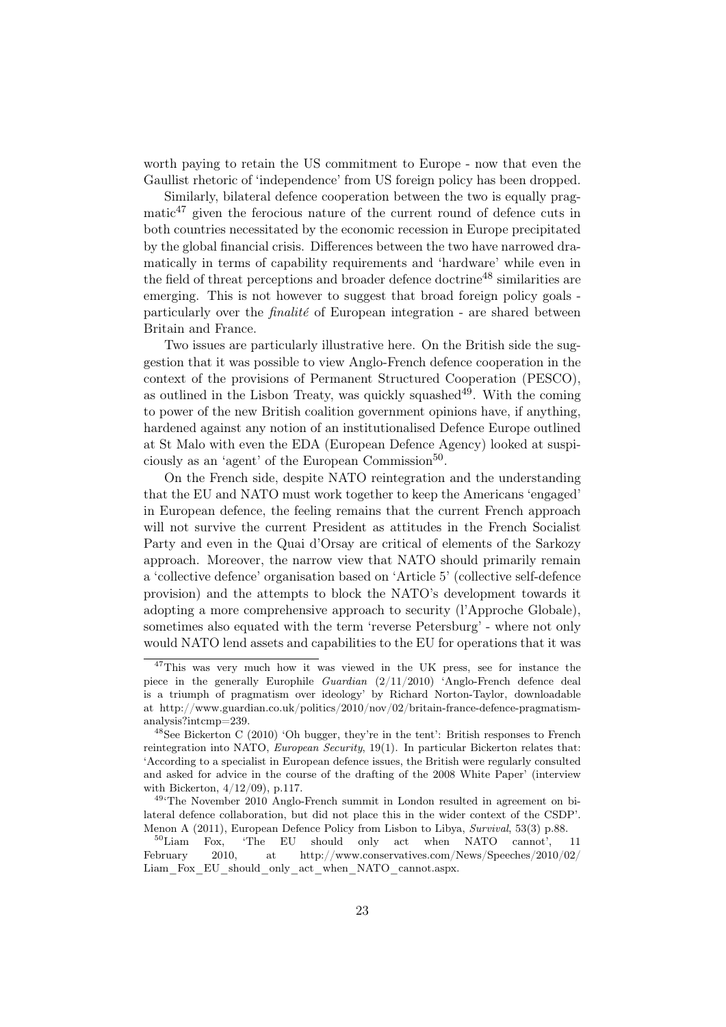worth paying to retain the US commitment to Europe - now that even the Gaullist rhetoric of 'independence' from US foreign policy has been dropped.

Similarly, bilateral defence cooperation between the two is equally pragmatic[47] given the ferocious nature of the current round of defence cuts in both countries necessitated by the economic recession in Europe precipitated by the global financial crisis. Differences between the two have narrowed dramatically in terms of capability requirements and 'hardware' while even in the field of threat perceptions and broader defence doctrine[48] similarities are emerging. This is not however to suggest that broad foreign policy goals - particularly over the *finalité* of European integration - are shared between Britain and France.

Two issues are particularly illustrative here. On the British side the suggestion that it was possible to view Anglo-French defence cooperation in the context of the provisions of Permanent Structured Cooperation (PESCO), as outlined in the Lisbon Treaty, was quickly squashed[49]. With the coming to power of the new British coalition government opinions have, if anything, hardened against any notion of an institutionalised Defence Europe outlined at St Malo with even the EDA (European Defence Agency) looked at suspiciously as an 'agent' of the European Commission[50].

On the French side, despite NATO reintegration and the understanding that the EU and NATO must work together to keep the Americans 'engaged' in European defence, the feeling remains that the current French approach will not survive the current President as attitudes in the French Socialist Party and even in the Quai d'Orsay are critical of elements of the Sarkozy approach. Moreover, the narrow view that NATO should primarily remain a 'collective defence' organisation based on 'Article 5' (collective self-defence provision) and the attempts to block the NATO's development towards it adopting a more comprehensive approach to security (l'Approche Globale), sometimes also equated with the term 'reverse Petersburg' - where not only would NATO lend assets and capabilities to the EU for operations that it was

---

[47] This was very much how it was viewed in the UK press, see for instance the piece in the generally Europhile *Guardian* (2/11/2010) 'Anglo-French defence deal is a triumph of pragmatism over ideology' by Richard Norton-Taylor, downloadable at http://www.guardian.co.uk/politics/2010/nov/02/britain-france-defence-pragmatism-analysis?intcmp=239.

[48] See Bickerton C (2010) 'Oh bugger, they're in the tent': British responses to French reintegration into NATO, *European Security*, 19(1). In particular Bickerton relates that: 'According to a specialist in European defence issues, the British were regularly consulted and asked for advice in the course of the drafting of the 2008 White Paper' (interview with Bickerton, 4/12/09), p.117.

[49] 'The November 2010 Anglo-French summit in London resulted in agreement on bilateral defence collaboration, but did not place this in the wider context of the CSDP'. Menon A (2011), European Defence Policy from Lisbon to Libya, *Survival*, 53(3) p.88.

[50] Liam Fox, 'The EU should only act when NATO cannot', 11 February 2010, at http://www.conservatives.com/News/Speeches/2010/02/Liam_Fox_EU_should_only_act_when_NATO_cannot.aspx.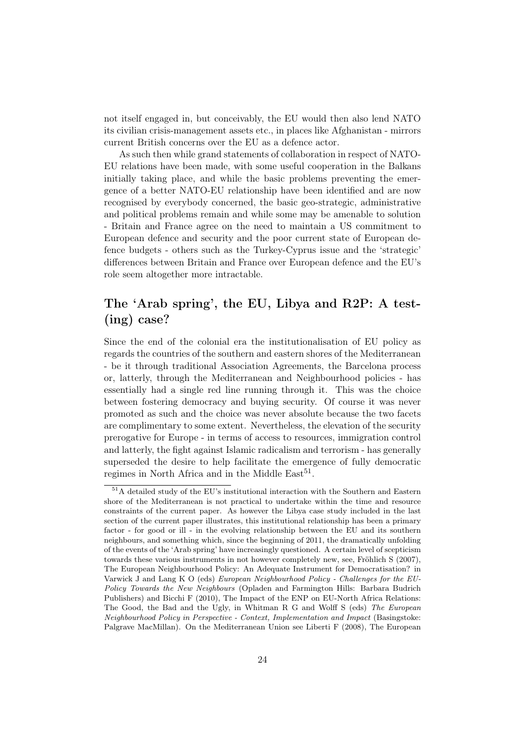not itself engaged in, but conceivably, the EU would then also lend NATO its civilian crisis-management assets etc., in places like Afghanistan - mirrors current British concerns over the EU as a defence actor.

As such then while grand statements of collaboration in respect of NATO-EU relations have been made, with some useful cooperation in the Balkans initially taking place, and while the basic problems preventing the emergence of a better NATO-EU relationship have been identified and are now recognised by everybody concerned, the basic geo-strategic, administrative and political problems remain and while some may be amenable to solution - Britain and France agree on the need to maintain a US commitment to European defence and security and the poor current state of European defence budgets - others such as the Turkey-Cyprus issue and the 'strategic' differences between Britain and France over European defence and the EU's role seem altogether more intractable.

## The 'Arab spring', the EU, Libya and R2P: A test-(ing) case?

Since the end of the colonial era the institutionalisation of EU policy as regards the countries of the southern and eastern shores of the Mediterranean - be it through traditional Association Agreements, the Barcelona process or, latterly, through the Mediterranean and Neighbourhood policies - has essentially had a single red line running through it. This was the choice between fostering democracy and buying security. Of course it was never promoted as such and the choice was never absolute because the two facets are complimentary to some extent. Nevertheless, the elevation of the security prerogative for Europe - in terms of access to resources, immigration control and latterly, the fight against Islamic radicalism and terrorism - has generally superseded the desire to help facilitate the emergence of fully democratic regimes in North Africa and in the Middle East[51].

[51] A detailed study of the EU's institutional interaction with the Southern and Eastern shore of the Mediterranean is not practical to undertake within the time and resource constraints of the current paper. As however the Libya case study included in the last section of the current paper illustrates, this institutional relationship has been a primary factor - for good or ill - in the evolving relationship between the EU and its southern neighbours, and something which, since the beginning of 2011, the dramatically unfolding of the events of the 'Arab spring' have increasingly questioned. A certain level of scepticism towards these various instruments in not however completely new, see, Fröhlich S (2007), The European Neighbourhood Policy: An Adequate Instrument for Democratisation? in Varwick J and Lang K O (eds) *European Neighbourhood Policy - Challenges for the EU-Policy Towards the New Neighbours* (Opladen and Farmington Hills: Barbara Budrich Publishers) and Bicchi F (2010), The Impact of the ENP on EU-North Africa Relations: The Good, the Bad and the Ugly, in Whitman R G and Wolff S (eds) *The European Neighbourhood Policy in Perspective - Context, Implementation and Impact* (Basingstoke: Palgrave MacMillan). On the Mediterranean Union see Liberti F (2008), The European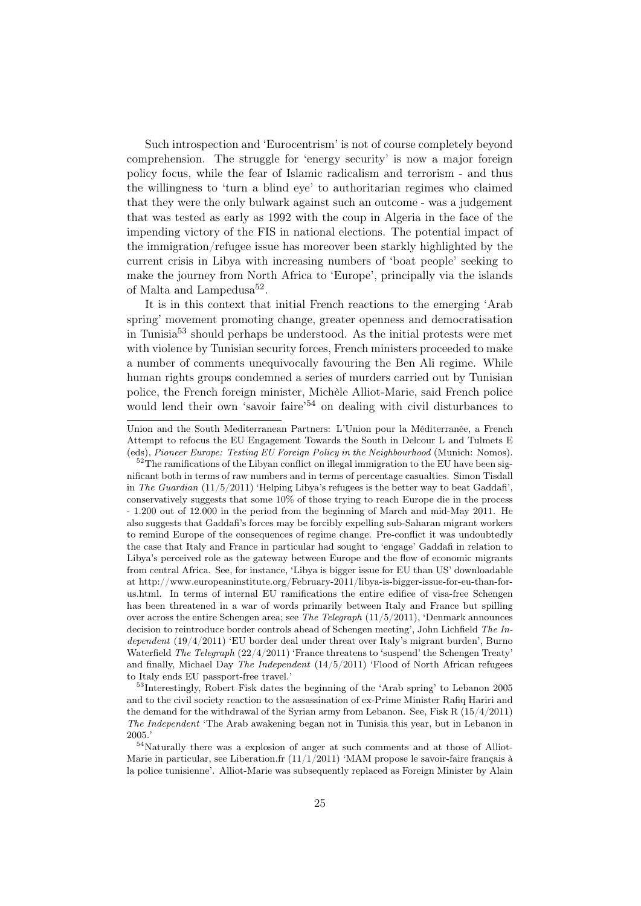Such introspection and 'Eurocentrism' is not of course completely beyond comprehension. The struggle for 'energy security' is now a major foreign policy focus, while the fear of Islamic radicalism and terrorism - and thus the willingness to 'turn a blind eye' to authoritarian regimes who claimed that they were the only bulwark against such an outcome - was a judgement that was tested as early as 1992 with the coup in Algeria in the face of the impending victory of the FIS in national elections. The potential impact of the immigration/refugee issue has moreover been starkly highlighted by the current crisis in Libya with increasing numbers of 'boat people' seeking to make the journey from North Africa to 'Europe', principally via the islands of Malta and Lampedusa[52].

It is in this context that initial French reactions to the emerging 'Arab spring' movement promoting change, greater openness and democratisation in Tunisia[53] should perhaps be understood. As the initial protests were met with violence by Tunisian security forces, French ministers proceeded to make a number of comments unequivocally favouring the Ben Ali regime. While human rights groups condemned a series of murders carried out by Tunisian police, the French foreign minister, Michèle Alliot-Marie, said French police would lend their own 'savoir faire'[54] on dealing with civil disturbances to

---

Union and the South Mediterranean Partners: L'Union pour la Méditerranée, a French Attempt to refocus the EU Engagement Towards the South in Delcour L and Tulmets E (eds), *Pioneer Europe: Testing EU Foreign Policy in the Neighbourhood* (Munich: Nomos).

[52] The ramifications of the Libyan conflict on illegal immigration to the EU have been significant both in terms of raw numbers and in terms of percentage casualties. Simon Tisdall in *The Guardian* (11/5/2011) 'Helping Libya's refugees is the better way to beat Gaddafi', conservatively suggests that some 10% of those trying to reach Europe die in the process - 1.200 out of 12.000 in the period from the beginning of March and mid-May 2011. He also suggests that Gaddafi's forces may be forcibly expelling sub-Saharan migrant workers to remind Europe of the consequences of regime change. Pre-conflict it was undoubtedly the case that Italy and France in particular had sought to 'engage' Gaddafi in relation to Libya's perceived role as the gateway between Europe and the flow of economic migrants from central Africa. See, for instance, 'Libya is bigger issue for EU than US' downloadable at http://www.europeaninstitute.org/February-2011/libya-is-bigger-issue-for-eu-than-for-us.html. In terms of internal EU ramifications the entire edifice of visa-free Schengen has been threatened in a war of words primarily between Italy and France but spilling over across the entire Schengen area; see *The Telegraph* (11/5/2011), 'Denmark announces decision to reintroduce border controls ahead of Schengen meeting', John Lichfield *The Independent* (19/4/2011) 'EU border deal under threat over Italy's migrant burden', Burno Waterfield *The Telegraph* (22/4/2011) 'France threatens to 'suspend' the Schengen Treaty' and finally, Michael Day *The Independent* (14/5/2011) 'Flood of North African refugees to Italy ends EU passport-free travel.'

[53] Interestingly, Robert Fisk dates the beginning of the 'Arab spring' to Lebanon 2005 and to the civil society reaction to the assassination of ex-Prime Minister Rafiq Hariri and the demand for the withdrawal of the Syrian army from Lebanon. See, Fisk R (15/4/2011) *The Independent* 'The Arab awakening began not in Tunisia this year, but in Lebanon in 2005.'

[54] Naturally there was a explosion of anger at such comments and at those of Alliot-Marie in particular, see Liberation.fr (11/1/2011) 'MAM propose le savoir-faire français à la police tunisienne'. Alliot-Marie was subsequently replaced as Foreign Minister by Alain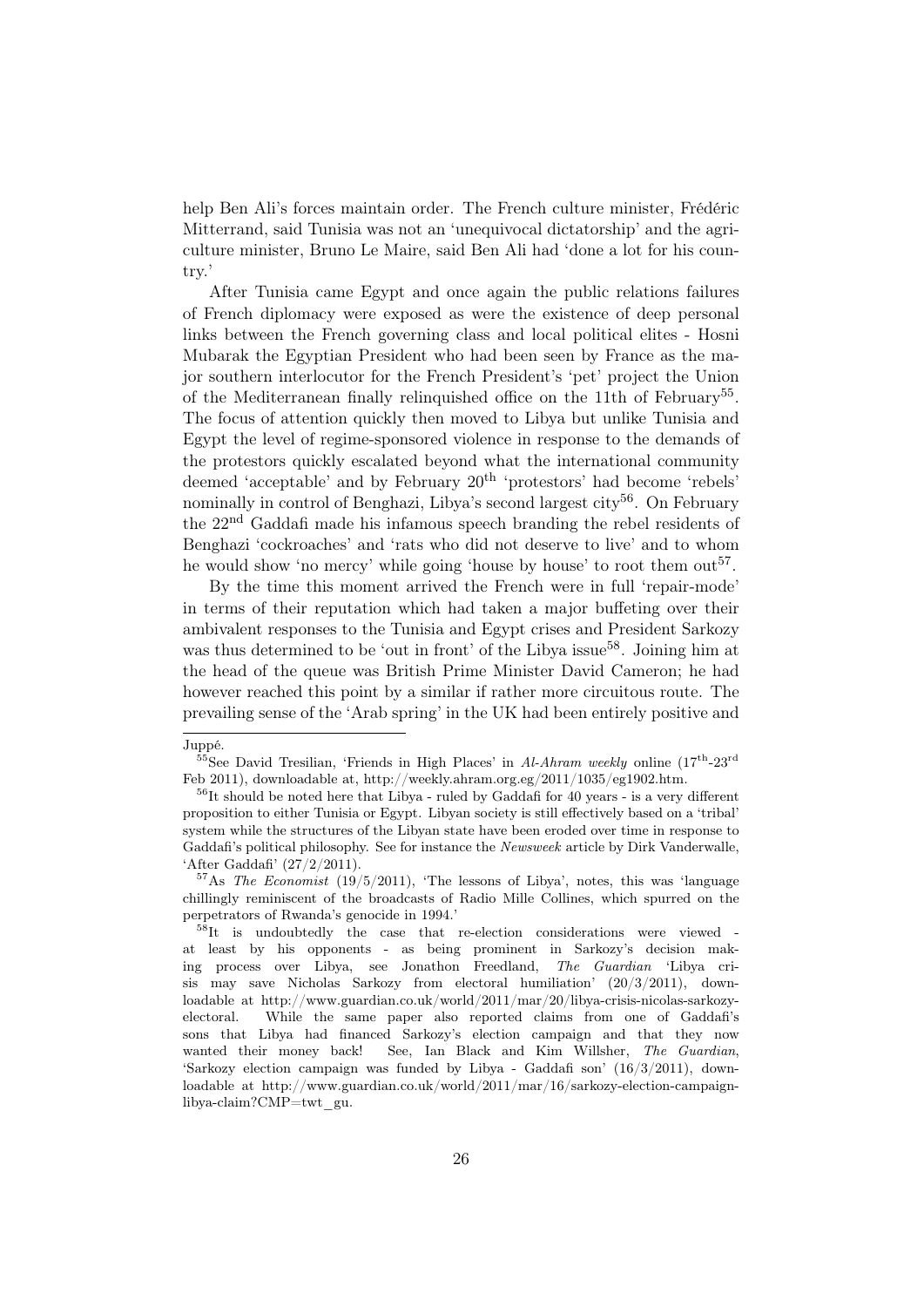help Ben Ali's forces maintain order. The French culture minister, Frédéric Mitterrand, said Tunisia was not an 'unequivocal dictatorship' and the agriculture minister, Bruno Le Maire, said Ben Ali had 'done a lot for his country.'

After Tunisia came Egypt and once again the public relations failures of French diplomacy were exposed as were the existence of deep personal links between the French governing class and local political elites - Hosni Mubarak the Egyptian President who had been seen by France as the major southern interlocutor for the French President's 'pet' project the Union of the Mediterranean finally relinquished office on the 11th of February[55]. The focus of attention quickly then moved to Libya but unlike Tunisia and Egypt the level of regime-sponsored violence in response to the demands of the protestors quickly escalated beyond what the international community deemed 'acceptable' and by February 20th 'protestors' had become 'rebels' nominally in control of Benghazi, Libya's second largest city[56]. On February the 22nd Gaddafi made his infamous speech branding the rebel residents of Benghazi 'cockroaches' and 'rats who did not deserve to live' and to whom he would show 'no mercy' while going 'house by house' to root them out[57].

By the time this moment arrived the French were in full 'repair-mode' in terms of their reputation which had taken a major buffeting over their ambivalent responses to the Tunisia and Egypt crises and President Sarkozy was thus determined to be 'out in front' of the Libya issue[58]. Joining him at the head of the queue was British Prime Minister David Cameron; he had however reached this point by a similar if rather more circuitous route. The prevailing sense of the 'Arab spring' in the UK had been entirely positive and

---

Juppé.

[55] See David Tresilian, 'Friends in High Places' in *Al-Ahram weekly* online (17th-23rd Feb 2011), downloadable at, http://weekly.ahram.org.eg/2011/1035/eg1902.htm.

[56] It should be noted here that Libya - ruled by Gaddafi for 40 years - is a very different proposition to either Tunisia or Egypt. Libyan society is still effectively based on a 'tribal' system while the structures of the Libyan state have been eroded over time in response to Gaddafi's political philosophy. See for instance the *Newsweek* article by Dirk Vanderwalle, 'After Gaddafi' (27/2/2011).

[57] As *The Economist* (19/5/2011), 'The lessons of Libya', notes, this was 'language chillingly reminiscent of the broadcasts of Radio Mille Collines, which spurred on the perpetrators of Rwanda's genocide in 1994.'

[58] It is undoubtedly the case that re-election considerations were viewed - at least by his opponents - as being prominent in Sarkozy's decision making process over Libya, see Jonathon Freedland, *The Guardian* 'Libya crisis may save Nicholas Sarkozy from electoral humiliation' (20/3/2011), downloadable at http://www.guardian.co.uk/world/2011/mar/20/libya-crisis-nicolas-sarkozy-electoral. While the same paper also reported claims from one of Gaddafi's sons that Libya had financed Sarkozy's election campaign and that they now wanted their money back! See, Ian Black and Kim Willsher, *The Guardian*, 'Sarkozy election campaign was funded by Libya - Gaddafi son' (16/3/2011), downloadable at http://www.guardian.co.uk/world/2011/mar/16/sarkozy-election-campaign-libya-claim?CMP=twt_gu.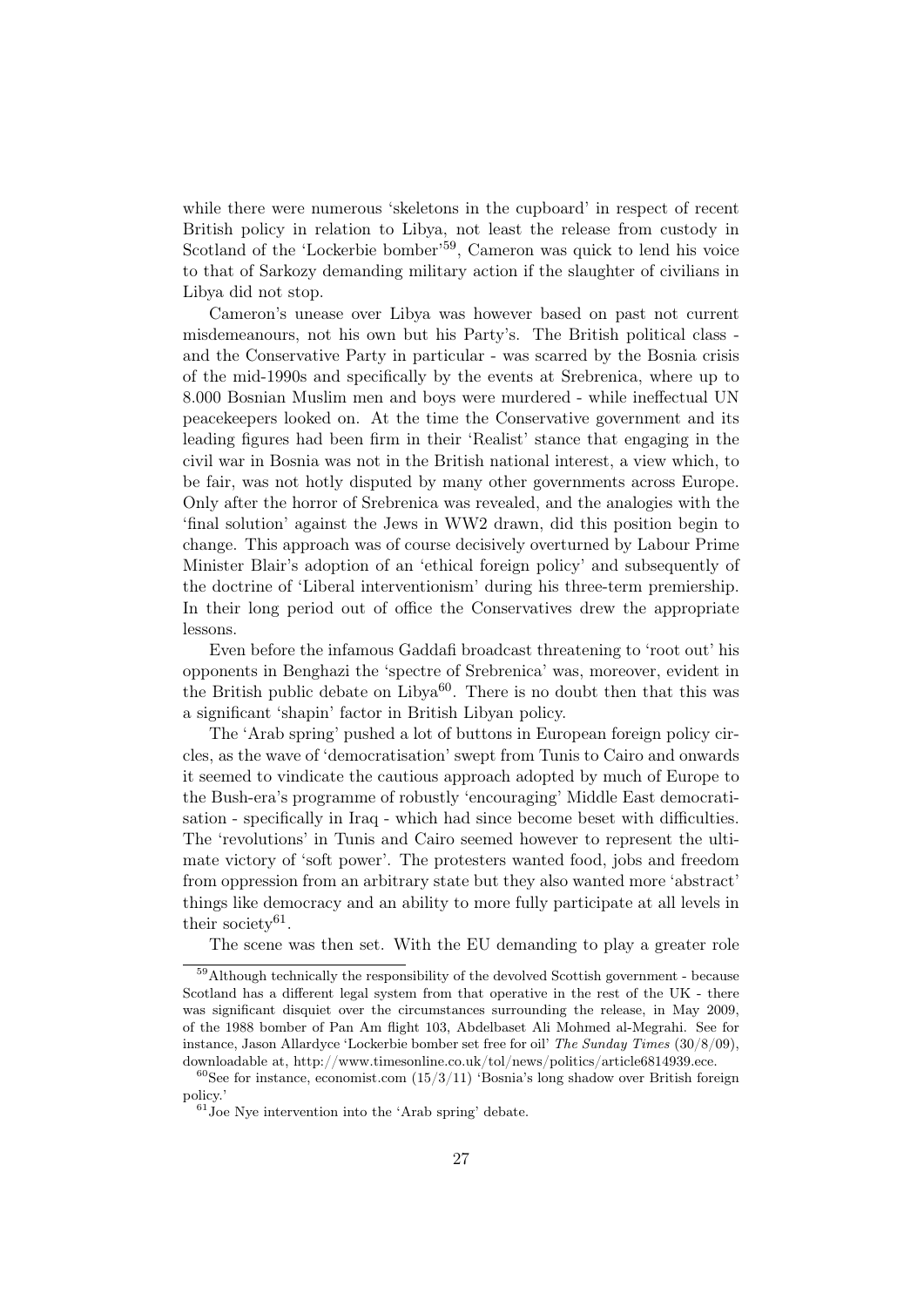while there were numerous 'skeletons in the cupboard' in respect of recent British policy in relation to Libya, not least the release from custody in Scotland of the 'Lockerbie bomber'[59], Cameron was quick to lend his voice to that of Sarkozy demanding military action if the slaughter of civilians in Libya did not stop.

Cameron's unease over Libya was however based on past not current misdemeanours, not his own but his Party's. The British political class - and the Conservative Party in particular - was scarred by the Bosnia crisis of the mid-1990s and specifically by the events at Srebrenica, where up to 8.000 Bosnian Muslim men and boys were murdered - while ineffectual UN peacekeepers looked on. At the time the Conservative government and its leading figures had been firm in their 'Realist' stance that engaging in the civil war in Bosnia was not in the British national interest, a view which, to be fair, was not hotly disputed by many other governments across Europe. Only after the horror of Srebrenica was revealed, and the analogies with the 'final solution' against the Jews in WW2 drawn, did this position begin to change. This approach was of course decisively overturned by Labour Prime Minister Blair's adoption of an 'ethical foreign policy' and subsequently of the doctrine of 'Liberal interventionism' during his three-term premiership. In their long period out of office the Conservatives drew the appropriate lessons.

Even before the infamous Gaddafi broadcast threatening to 'root out' his opponents in Benghazi the 'spectre of Srebrenica' was, moreover, evident in the British public debate on Libya[60]. There is no doubt then that this was a significant 'shapin' factor in British Libyan policy.

The 'Arab spring' pushed a lot of buttons in European foreign policy circles, as the wave of 'democratisation' swept from Tunis to Cairo and onwards it seemed to vindicate the cautious approach adopted by much of Europe to the Bush-era's programme of robustly 'encouraging' Middle East democratisation - specifically in Iraq - which had since become beset with difficulties. The 'revolutions' in Tunis and Cairo seemed however to represent the ultimate victory of 'soft power'. The protesters wanted food, jobs and freedom from oppression from an arbitrary state but they also wanted more 'abstract' things like democracy and an ability to more fully participate at all levels in their society[61].

The scene was then set. With the EU demanding to play a greater role

---

[59] Although technically the responsibility of the devolved Scottish government - because Scotland has a different legal system from that operative in the rest of the UK - there was significant disquiet over the circumstances surrounding the release, in May 2009, of the 1988 bomber of Pan Am flight 103, Abdelbaset Ali Mohmed al-Megrahi. See for instance, Jason Allardyce 'Lockerbie bomber set free for oil' *The Sunday Times* (30/8/09), downloadable at, http://www.timesonline.co.uk/tol/news/politics/article6814939.ece.

[60] See for instance, economist.com (15/3/11) 'Bosnia's long shadow over British foreign policy.'

[61] Joe Nye intervention into the 'Arab spring' debate.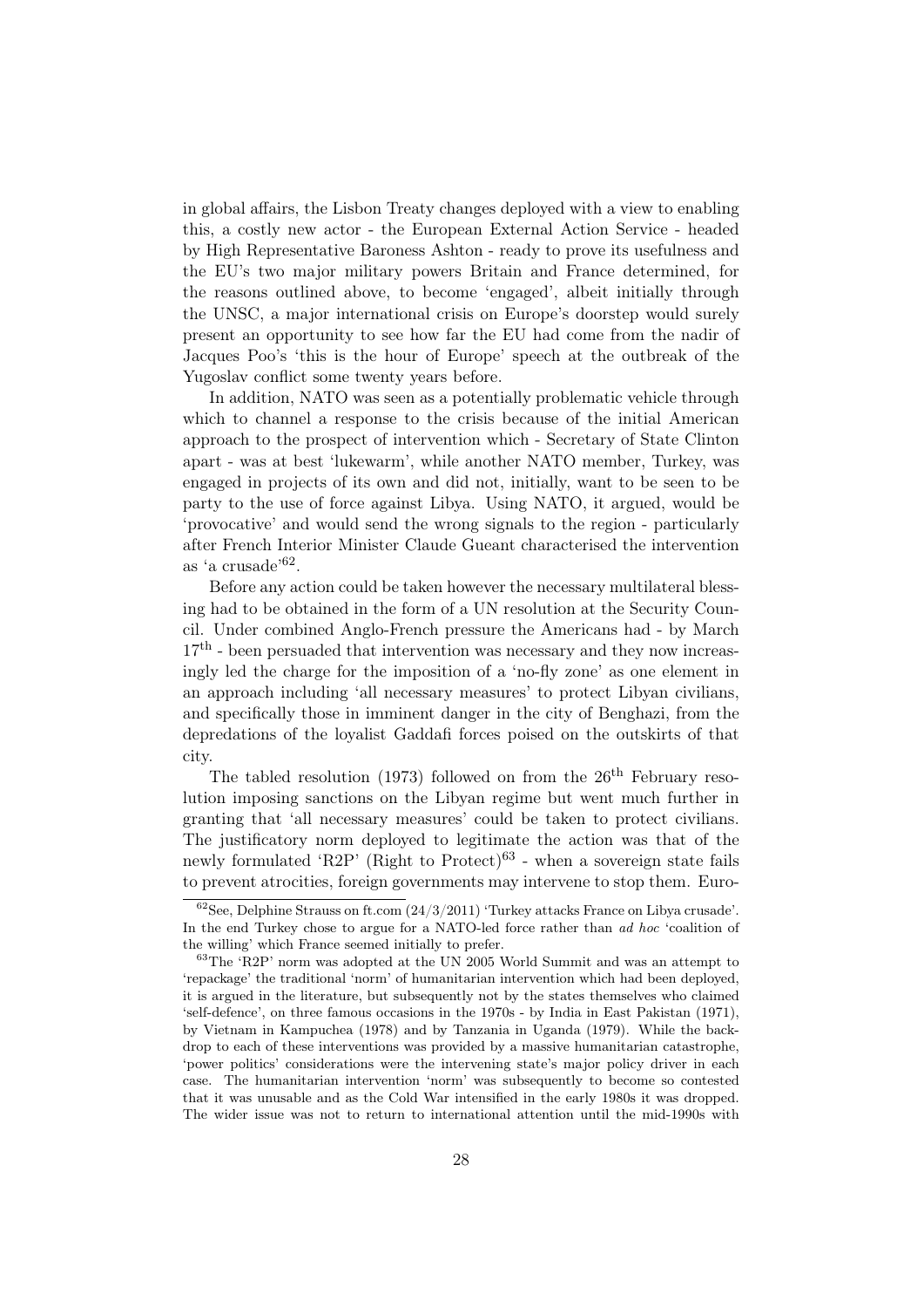in global affairs, the Lisbon Treaty changes deployed with a view to enabling this, a costly new actor - the European External Action Service - headed by High Representative Baroness Ashton - ready to prove its usefulness and the EU's two major military powers Britain and France determined, for the reasons outlined above, to become 'engaged', albeit initially through the UNSC, a major international crisis on Europe's doorstep would surely present an opportunity to see how far the EU had come from the nadir of Jacques Poo's 'this is the hour of Europe' speech at the outbreak of the Yugoslav conflict some twenty years before.

In addition, NATO was seen as a potentially problematic vehicle through which to channel a response to the crisis because of the initial American approach to the prospect of intervention which - Secretary of State Clinton apart - was at best 'lukewarm', while another NATO member, Turkey, was engaged in projects of its own and did not, initially, want to be seen to be party to the use of force against Libya. Using NATO, it argued, would be 'provocative' and would send the wrong signals to the region - particularly after French Interior Minister Claude Gueant characterised the intervention as 'a crusade'[62].

Before any action could be taken however the necessary multilateral blessing had to be obtained in the form of a UN resolution at the Security Council. Under combined Anglo-French pressure the Americans had - by March 17th - been persuaded that intervention was necessary and they now increasingly led the charge for the imposition of a 'no-fly zone' as one element in an approach including 'all necessary measures' to protect Libyan civilians, and specifically those in imminent danger in the city of Benghazi, from the depredations of the loyalist Gaddafi forces poised on the outskirts of that city.

The tabled resolution (1973) followed on from the 26th February resolution imposing sanctions on the Libyan regime but went much further in granting that 'all necessary measures' could be taken to protect civilians. The justificatory norm deployed to legitimate the action was that of the newly formulated 'R2P' (Right to Protect)[63] - when a sovereign state fails to prevent atrocities, foreign governments may intervene to stop them. Euro-

[62] See, Delphine Strauss on ft.com (24/3/2011) 'Turkey attacks France on Libya crusade'. In the end Turkey chose to argue for a NATO-led force rather than *ad hoc* 'coalition of the willing' which France seemed initially to prefer.

[63] The 'R2P' norm was adopted at the UN 2005 World Summit and was an attempt to 'repackage' the traditional 'norm' of humanitarian intervention which had been deployed, it is argued in the literature, but subsequently not by the states themselves who claimed 'self-defence', on three famous occasions in the 1970s - by India in East Pakistan (1971), by Vietnam in Kampuchea (1978) and by Tanzania in Uganda (1979). While the backdrop to each of these interventions was provided by a massive humanitarian catastrophe, 'power politics' considerations were the intervening state's major policy driver in each case. The humanitarian intervention 'norm' was subsequently to become so contested that it was unusable and as the Cold War intensified in the early 1980s it was dropped. The wider issue was not to return to international attention until the mid-1990s with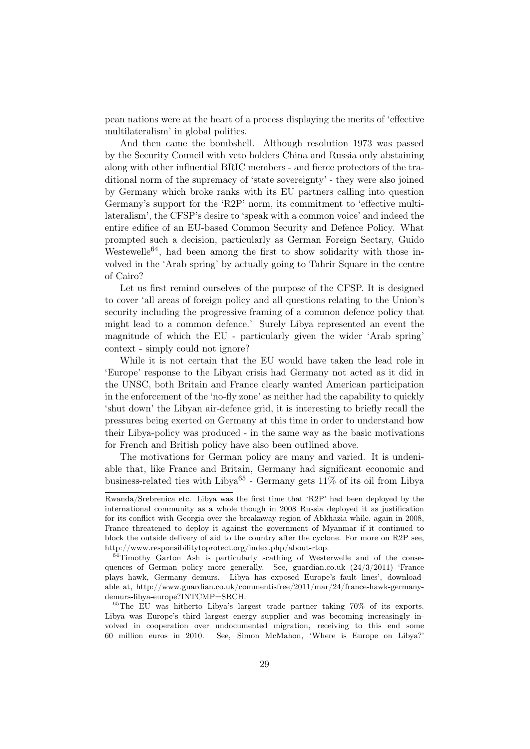pean nations were at the heart of a process displaying the merits of 'effective multilateralism' in global politics.

And then came the bombshell. Although resolution 1973 was passed by the Security Council with veto holders China and Russia only abstaining along with other influential BRIC members - and fierce protectors of the traditional norm of the supremacy of 'state sovereignty' - they were also joined by Germany which broke ranks with its EU partners calling into question Germany's support for the 'R2P' norm, its commitment to 'effective multilateralism', the CFSP's desire to 'speak with a common voice' and indeed the entire edifice of an EU-based Common Security and Defence Policy. What prompted such a decision, particularly as German Foreign Sectary, Guido Westewelle[64], had been among the first to show solidarity with those involved in the 'Arab spring' by actually going to Tahrir Square in the centre of Cairo?

Let us first remind ourselves of the purpose of the CFSP. It is designed to cover 'all areas of foreign policy and all questions relating to the Union's security including the progressive framing of a common defence policy that might lead to a common defence.' Surely Libya represented an event the magnitude of which the EU - particularly given the wider 'Arab spring' context - simply could not ignore?

While it is not certain that the EU would have taken the lead role in 'Europe' response to the Libyan crisis had Germany not acted as it did in the UNSC, both Britain and France clearly wanted American participation in the enforcement of the 'no-fly zone' as neither had the capability to quickly 'shut down' the Libyan air-defence grid, it is interesting to briefly recall the pressures being exerted on Germany at this time in order to understand how their Libya-policy was produced - in the same way as the basic motivations for French and British policy have also been outlined above.

The motivations for German policy are many and varied. It is undeniable that, like France and Britain, Germany had significant economic and business-related ties with Libya[65] - Germany gets 11% of its oil from Libya

---

Rwanda/Srebrenica etc. Libya was the first time that 'R2P' had been deployed by the international community as a whole though in 2008 Russia deployed it as justification for its conflict with Georgia over the breakaway region of Abkhazia while, again in 2008, France threatened to deploy it against the government of Myanmar if it continued to block the outside delivery of aid to the country after the cyclone. For more on R2P see, http://www.responsibilitytoprotect.org/index.php/about-rtop.

[64] Timothy Garton Ash is particularly scathing of Westerwelle and of the consequences of German policy more generally. See, guardian.co.uk (24/3/2011) 'France plays hawk, Germany demurs. Libya has exposed Europe's fault lines', downloadable at, http://www.guardian.co.uk/commentisfree/2011/mar/24/france-hawk-germany-demurs-libya-europe?INTCMP=SRCH.

[65] The EU was hitherto Libya's largest trade partner taking 70% of its exports. Libya was Europe's third largest energy supplier and was becoming increasingly involved in cooperation over undocumented migration, receiving to this end some 60 million euros in 2010. See, Simon McMahon, 'Where is Europe on Libya?'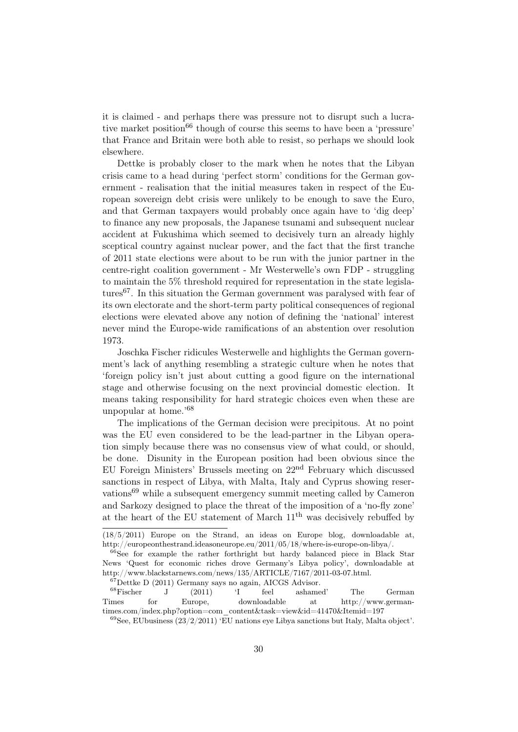it is claimed - and perhaps there was pressure not to disrupt such a lucrative market position[66] though of course this seems to have been a 'pressure' that France and Britain were both able to resist, so perhaps we should look elsewhere.

Dettke is probably closer to the mark when he notes that the Libyan crisis came to a head during 'perfect storm' conditions for the German government - realisation that the initial measures taken in respect of the European sovereign debt crisis were unlikely to be enough to save the Euro, and that German taxpayers would probably once again have to 'dig deep' to finance any new proposals, the Japanese tsunami and subsequent nuclear accident at Fukushima which seemed to decisively turn an already highly sceptical country against nuclear power, and the fact that the first tranche of 2011 state elections were about to be run with the junior partner in the centre-right coalition government - Mr Westerwelle's own FDP - struggling to maintain the 5% threshold required for representation in the state legislatures[67]. In this situation the German government was paralysed with fear of its own electorate and the short-term party political consequences of regional elections were elevated above any notion of defining the 'national' interest never mind the Europe-wide ramifications of an abstention over resolution 1973.

Joschka Fischer ridicules Westerwelle and highlights the German government's lack of anything resembling a strategic culture when he notes that 'foreign policy isn't just about cutting a good figure on the international stage and otherwise focusing on the next provincial domestic election. It means taking responsibility for hard strategic choices even when these are unpopular at home.'[68]

The implications of the German decision were precipitous. At no point was the EU even considered to be the lead-partner in the Libyan operation simply because there was no consensus view of what could, or should, be done. Disunity in the European position had been obvious since the EU Foreign Ministers' Brussels meeting on 22nd February which discussed sanctions in respect of Libya, with Malta, Italy and Cyprus showing reservations[69] while a subsequent emergency summit meeting called by Cameron and Sarkozy designed to place the threat of the imposition of a 'no-fly zone' at the heart of the EU statement of March 11th was decisively rebuffed by

---

(18/5/2011) Europe on the Strand, an ideas on Europe blog, downloadable at, http://europeonthestrand.ideasoneurope.eu/2011/05/18/where-is-europe-on-libya/.

[66] See for example the rather forthright but hardy balanced piece in Black Star News 'Quest for economic riches drove Germany's Libya policy', downloadable at http://www.blackstarnews.com/news/135/ARTICLE/7167/2011-03-07.html.

[67] Dettke D (2011) Germany says no again, AICGS Advisor.

[68] Fischer J (2011) 'I feel ashamed' The German Times for Europe, downloadable at http://www.german-times.com/index.php?option=com_content&task=view&id=41470&Itemid=197

[69] See, EUbusiness (23/2/2011) 'EU nations eye Libya sanctions but Italy, Malta object'.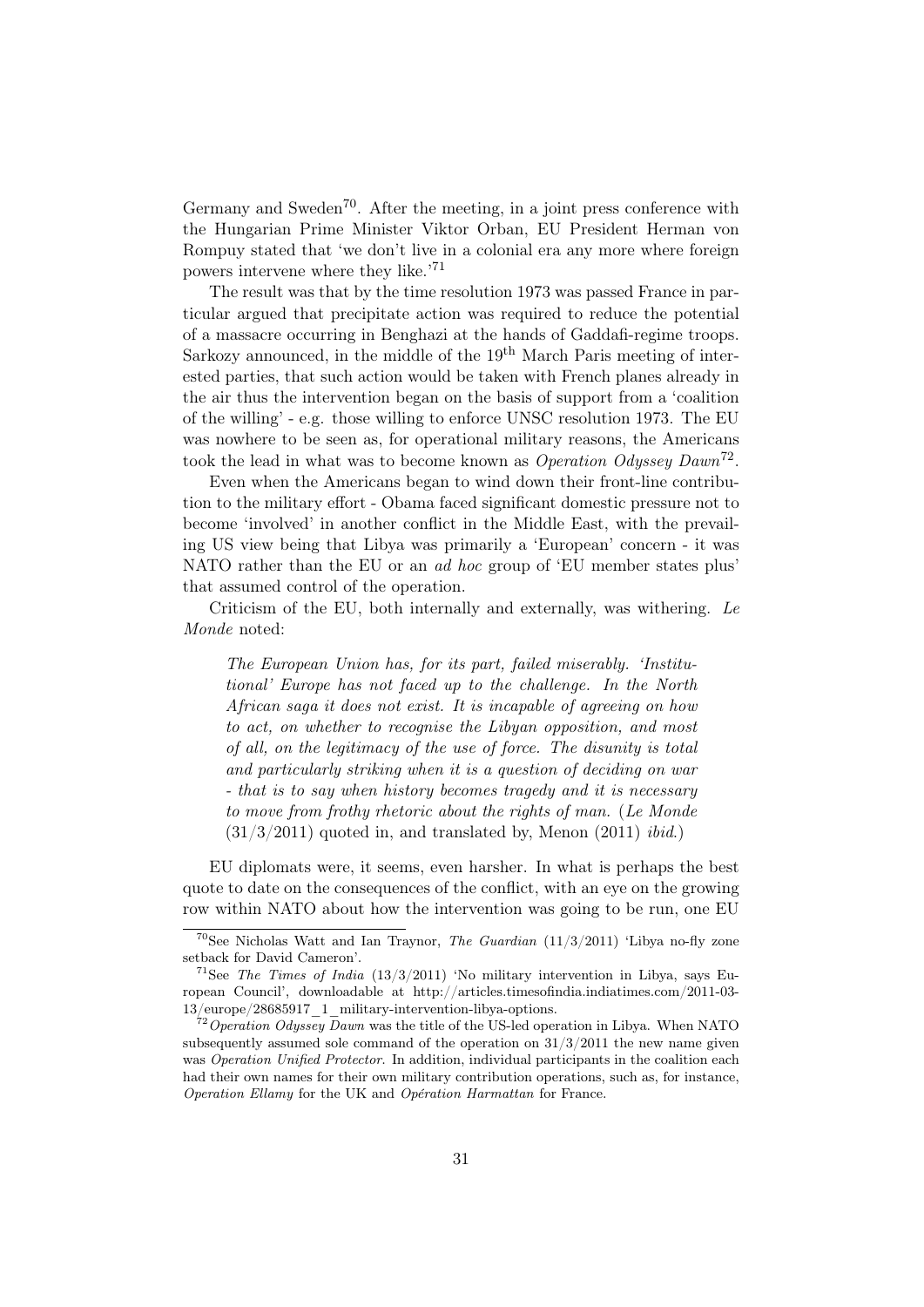Germany and Sweden[70]. After the meeting, in a joint press conference with the Hungarian Prime Minister Viktor Orban, EU President Herman von Rompuy stated that 'we don't live in a colonial era any more where foreign powers intervene where they like.'[71]

The result was that by the time resolution 1973 was passed France in particular argued that precipitate action was required to reduce the potential of a massacre occurring in Benghazi at the hands of Gaddafi-regime troops. Sarkozy announced, in the middle of the 19th March Paris meeting of interested parties, that such action would be taken with French planes already in the air thus the intervention began on the basis of support from a 'coalition of the willing' - e.g. those willing to enforce UNSC resolution 1973. The EU was nowhere to be seen as, for operational military reasons, the Americans took the lead in what was to become known as *Operation Odyssey Dawn*[72].

Even when the Americans began to wind down their front-line contribution to the military effort - Obama faced significant domestic pressure not to become 'involved' in another conflict in the Middle East, with the prevailing US view being that Libya was primarily a 'European' concern - it was NATO rather than the EU or an *ad hoc* group of 'EU member states plus' that assumed control of the operation.

Criticism of the EU, both internally and externally, was withering. *Le Monde* noted:

> *The European Union has, for its part, failed miserably. 'Institutional' Europe has not faced up to the challenge. In the North African saga it does not exist. It is incapable of agreeing on how to act, on whether to recognise the Libyan opposition, and most of all, on the legitimacy of the use of force. The disunity is total and particularly striking when it is a question of deciding on war - that is to say when history becomes tragedy and it is necessary to move from frothy rhetoric about the rights of man.* (*Le Monde* (31/3/2011) quoted in, and translated by, Menon (2011) *ibid.*)

EU diplomats were, it seems, even harsher. In what is perhaps the best quote to date on the consequences of the conflict, with an eye on the growing row within NATO about how the intervention was going to be run, one EU

---

[70] See Nicholas Watt and Ian Traynor, *The Guardian* (11/3/2011) 'Libya no-fly zone setback for David Cameron'.

[71] See *The Times of India* (13/3/2011) 'No military intervention in Libya, says European Council', downloadable at http://articles.timesofindia.indiatimes.com/2011-03-13/europe/28685917_1_military-intervention-libya-options.

[72] *Operation Odyssey Dawn* was the title of the US-led operation in Libya. When NATO subsequently assumed sole command of the operation on 31/3/2011 the new name given was *Operation Unified Protector*. In addition, individual participants in the coalition each had their own names for their own military contribution operations, such as, for instance, *Operation Ellamy* for the UK and *Opération Harmattan* for France.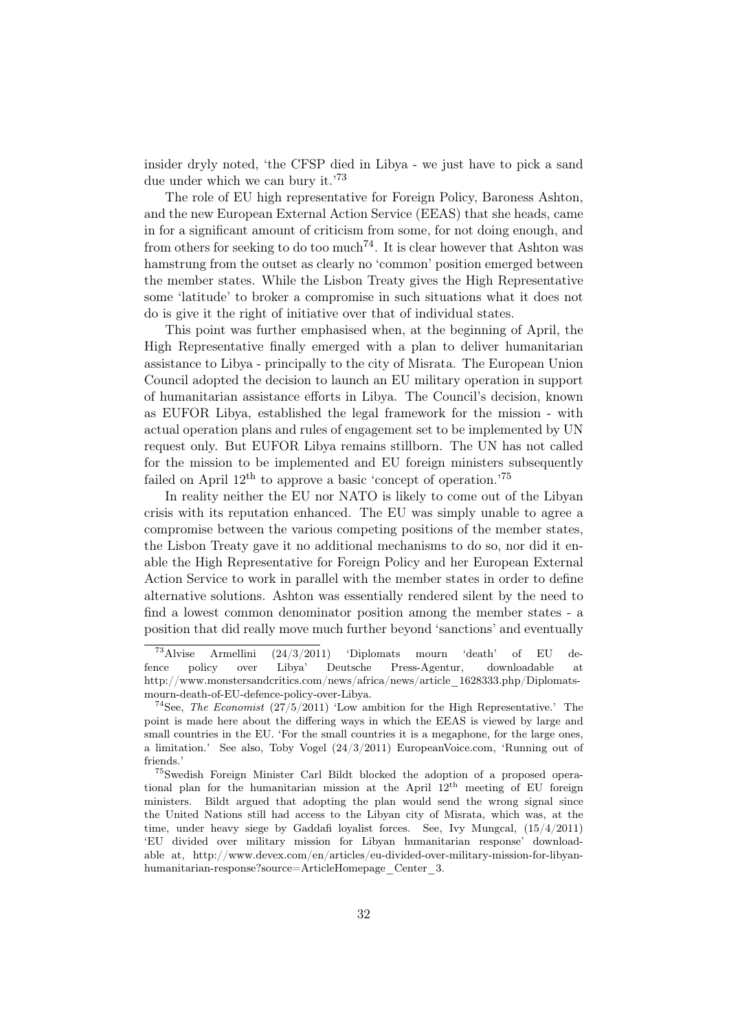insider dryly noted, 'the CFSP died in Libya - we just have to pick a sand due under which we can bury it.'[73]

The role of EU high representative for Foreign Policy, Baroness Ashton, and the new European External Action Service (EEAS) that she heads, came in for a significant amount of criticism from some, for not doing enough, and from others for seeking to do too much[74]. It is clear however that Ashton was hamstrung from the outset as clearly no 'common' position emerged between the member states. While the Lisbon Treaty gives the High Representative some 'latitude' to broker a compromise in such situations what it does not do is give it the right of initiative over that of individual states.

This point was further emphasised when, at the beginning of April, the High Representative finally emerged with a plan to deliver humanitarian assistance to Libya - principally to the city of Misrata. The European Union Council adopted the decision to launch an EU military operation in support of humanitarian assistance efforts in Libya. The Council's decision, known as EUFOR Libya, established the legal framework for the mission - with actual operation plans and rules of engagement set to be implemented by UN request only. But EUFOR Libya remains stillborn. The UN has not called for the mission to be implemented and EU foreign ministers subsequently failed on April 12th to approve a basic 'concept of operation.'[75]

In reality neither the EU nor NATO is likely to come out of the Libyan crisis with its reputation enhanced. The EU was simply unable to agree a compromise between the various competing positions of the member states, the Lisbon Treaty gave it no additional mechanisms to do so, nor did it enable the High Representative for Foreign Policy and her European External Action Service to work in parallel with the member states in order to define alternative solutions. Ashton was essentially rendered silent by the need to find a lowest common denominator position among the member states - a position that did really move much further beyond 'sanctions' and eventually

---

[73] Alvise Armellini (24/3/2011) 'Diplomats mourn 'death' of EU defence policy over Libya' Deutsche Press-Agentur, downloadable at http://www.monstersandcritics.com/news/africa/news/article_1628333.php/Diplomats-mourn-death-of-EU-defence-policy-over-Libya.

[74] See, *The Economist* (27/5/2011) 'Low ambition for the High Representative.' The point is made here about the differing ways in which the EEAS is viewed by large and small countries in the EU. 'For the small countries it is a megaphone, for the large ones, a limitation.' See also, Toby Vogel (24/3/2011) EuropeanVoice.com, 'Running out of friends.'

[75] Swedish Foreign Minister Carl Bildt blocked the adoption of a proposed operational plan for the humanitarian mission at the April 12th meeting of EU foreign ministers. Bildt argued that adopting the plan would send the wrong signal since the United Nations still had access to the Libyan city of Misrata, which was, at the time, under heavy siege by Gaddafi loyalist forces. See, Ivy Mungcal, (15/4/2011) 'EU divided over military mission for Libyan humanitarian response' downloadable at, http://www.devex.com/en/articles/eu-divided-over-military-mission-for-libyan-humanitarian-response?source=ArticleHomepage_Center_3.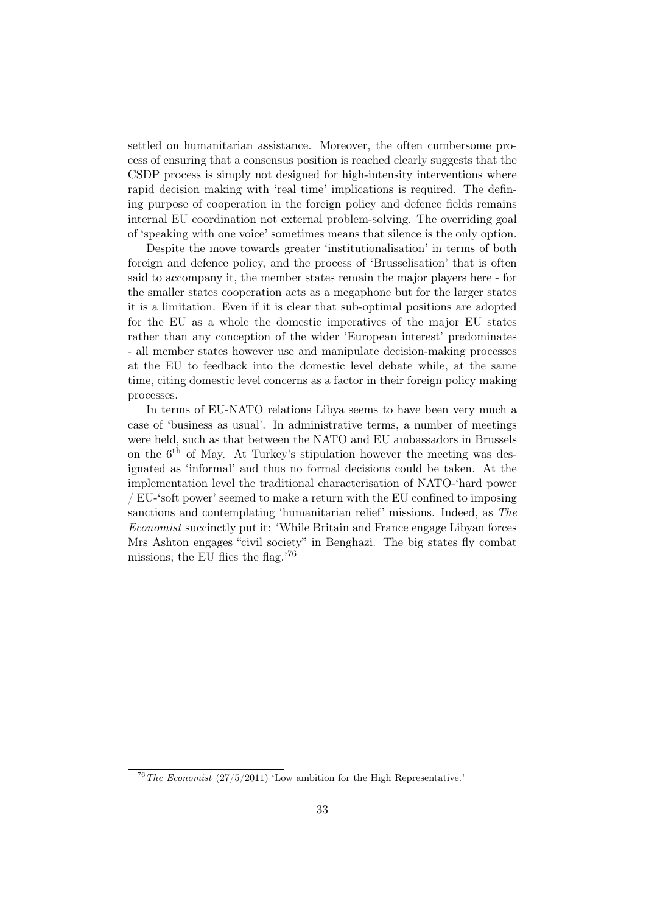settled on humanitarian assistance. Moreover, the often cumbersome process of ensuring that a consensus position is reached clearly suggests that the CSDP process is simply not designed for high-intensity interventions where rapid decision making with 'real time' implications is required. The defining purpose of cooperation in the foreign policy and defence fields remains internal EU coordination not external problem-solving. The overriding goal of 'speaking with one voice' sometimes means that silence is the only option.

Despite the move towards greater 'institutionalisation' in terms of both foreign and defence policy, and the process of 'Brusselisation' that is often said to accompany it, the member states remain the major players here - for the smaller states cooperation acts as a megaphone but for the larger states it is a limitation. Even if it is clear that sub-optimal positions are adopted for the EU as a whole the domestic imperatives of the major EU states rather than any conception of the wider 'European interest' predominates - all member states however use and manipulate decision-making processes at the EU to feedback into the domestic level debate while, at the same time, citing domestic level concerns as a factor in their foreign policy making processes.

In terms of EU-NATO relations Libya seems to have been very much a case of 'business as usual'. In administrative terms, a number of meetings were held, such as that between the NATO and EU ambassadors in Brussels on the 6th of May. At Turkey's stipulation however the meeting was designated as 'informal' and thus no formal decisions could be taken. At the implementation level the traditional characterisation of NATO-'hard power / EU-'soft power' seemed to make a return with the EU confined to imposing sanctions and contemplating 'humanitarian relief' missions. Indeed, as *The Economist* succinctly put it: 'While Britain and France engage Libyan forces Mrs Ashton engages "civil society" in Benghazi. The big states fly combat missions; the EU flies the flag.'[76]

---

[76] *The Economist* (27/5/2011) 'Low ambition for the High Representative.'